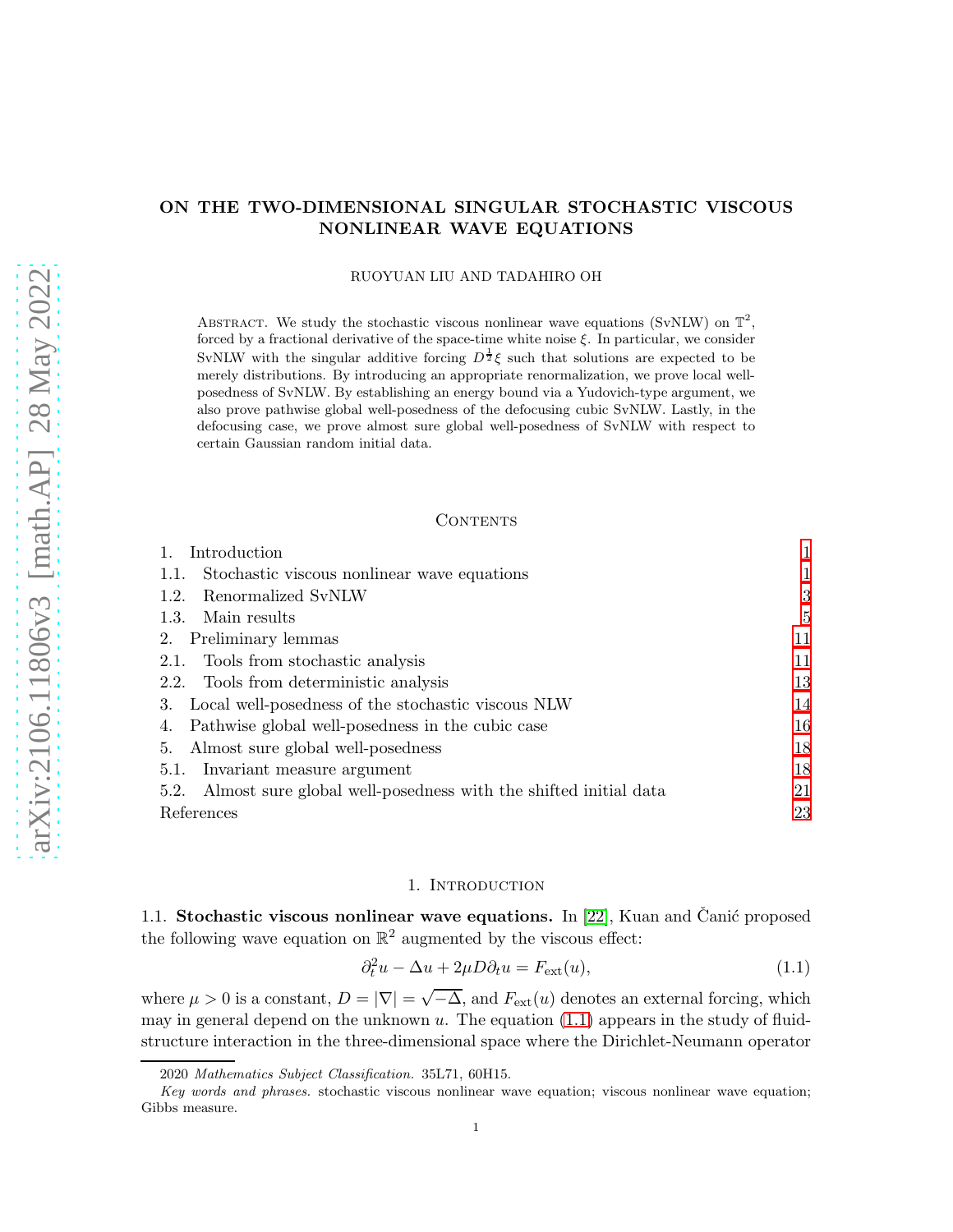# ON THE TWO-DIMENSIONAL SINGULAR STOCHASTIC VISCOUS NONLINEAR WAVE EQUATIONS

RUOYUAN LIU AND TADAHIRO OH

Abstract. We study the stochastic viscous nonlinear wave equations (SvNLW) on $\mathbb{T}^2$, forced by a fractional derivative of the space-time white noise $\xi$. In particular, we consider SvNLW with the singular additive forcing $D^{\frac{1}{2}}\xi$ such that solutions are expected to be merely distributions. By introducing an appropriate renormalization, we prove local well-posedness of SvNLW. By establishing an energy bound via a Yudovich-type argument, we also prove pathwise global well-posedness of the defocusing cubic SvNLW. Lastly, in the defocusing case, we prove almost sure global well-posedness of SvNLW with respect to certain Gaussian random initial data.

Contents

1. Introduction — 1
1.1. Stochastic viscous nonlinear wave equations — 1
1.2. Renormalized SvNLW — 3
1.3. Main results — 5
2. Preliminary lemmas — 11
2.1. Tools from stochastic analysis — 11
2.2. Tools from deterministic analysis — 13
3. Local well-posedness of the stochastic viscous NLW — 14
4. Pathwise global well-posedness in the cubic case — 16
5. Almost sure global well-posedness — 18
5.1. Invariant measure argument — 18
5.2. Almost sure global well-posedness with the shifted initial data — 21
References — 23

## 1. Introduction

### 1.1. Stochastic viscous nonlinear wave equations.

In [22], Kuan and Čanić proposed the following wave equation on $\mathbb{R}^2$ augmented by the viscous effect:

$$\partial_t^2 u - \Delta u + 2\mu D \partial_t u = F_{\text{ext}}(u), \tag{1.1}$$

where $\mu > 0$ is a constant, $D = |\nabla| = \sqrt{-\Delta}$, and $F_{\text{ext}}(u)$ denotes an external forcing, which may in general depend on the unknown $u$. The equation (1.1) appears in the study of fluid-structure interaction in the three-dimensional space where the Dirichlet-Neumann operator

2020 *Mathematics Subject Classification.* 35L71, 60H15.

*Key words and phrases.* stochastic viscous nonlinear wave equation; viscous nonlinear wave equation; Gibbs measure.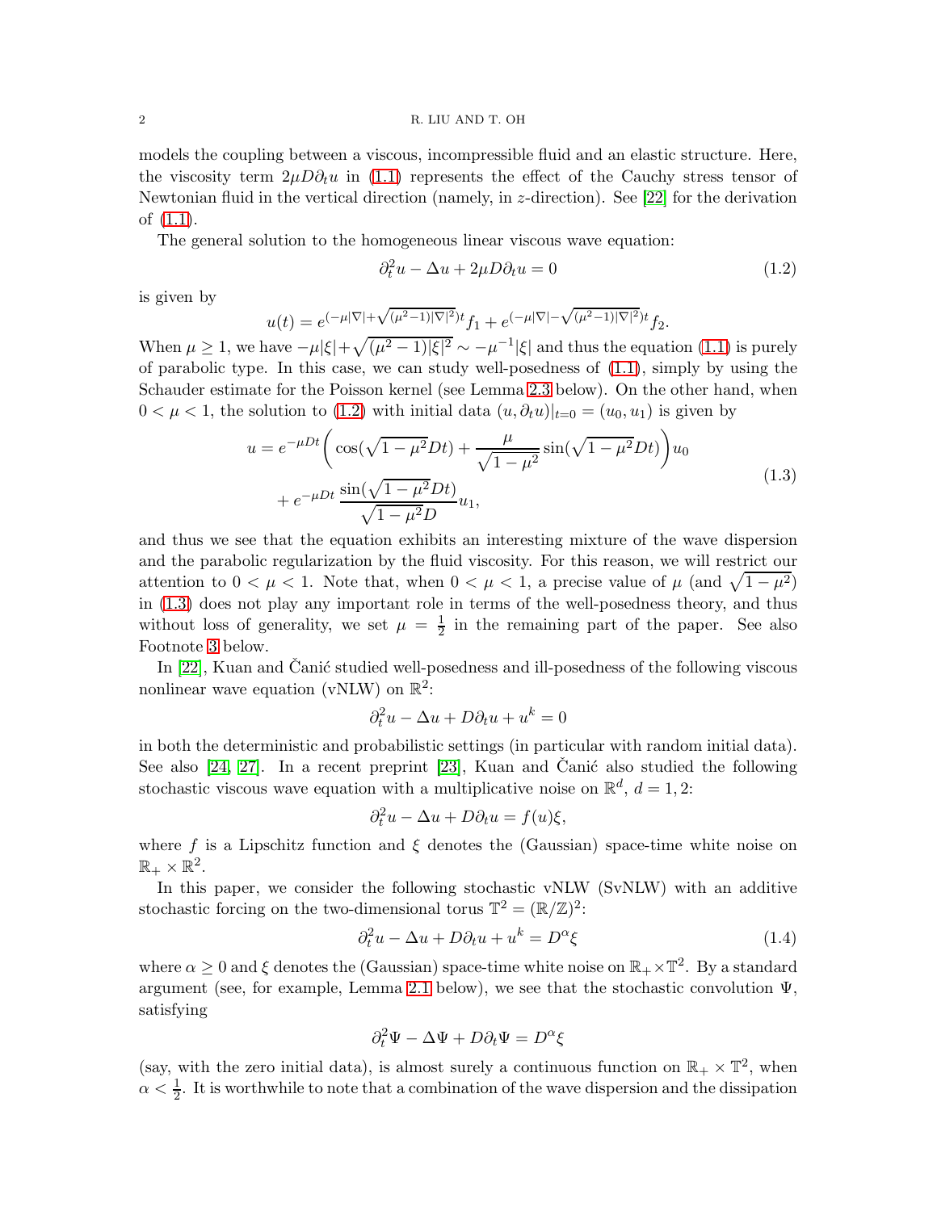models the coupling between a viscous, incompressible fluid and an elastic structure. Here, the viscosity term $2\mu D\partial_t u$ in (1.1) represents the effect of the Cauchy stress tensor of Newtonian fluid in the vertical direction (namely, in $z$-direction). See [22] for the derivation of (1.1).

The general solution to the homogeneous linear viscous wave equation:

$$\partial_t^2 u - \Delta u + 2\mu D\partial_t u = 0 \tag{1.2}$$

is given by

$$u(t) = e^{(-\mu|\nabla| + \sqrt{(\mu^2-1)|\nabla|^2})t} f_1 + e^{(-\mu|\nabla| - \sqrt{(\mu^2-1)|\nabla|^2})t} f_2.$$

When $\mu \geq 1$, we have $-\mu|\xi| + \sqrt{(\mu^2-1)|\xi|^2} \sim -\mu^{-1}|\xi|$ and thus the equation (1.1) is purely of parabolic type. In this case, we can study well-posedness of (1.1), simply by using the Schauder estimate for the Poisson kernel (see Lemma 2.3 below). On the other hand, when $0 < \mu < 1$, the solution to (1.2) with initial data $(u, \partial_t u)|_{t=0} = (u_0, u_1)$ is given by

$$\begin{aligned} u = e^{-\mu D t}\bigg(&\cos(\sqrt{1-\mu^2}Dt) + \frac{\mu}{\sqrt{1-\mu^2}}\sin(\sqrt{1-\mu^2}Dt)\bigg)u_0 \\ &+ e^{-\mu D t}\,\frac{\sin(\sqrt{1-\mu^2}Dt)}{\sqrt{1-\mu^2}D}u_1, \end{aligned} \tag{1.3}$$

and thus we see that the equation exhibits an interesting mixture of the wave dispersion and the parabolic regularization by the fluid viscosity. For this reason, we will restrict our attention to $0 < \mu < 1$. Note that, when $0 < \mu < 1$, a precise value of $\mu$ (and $\sqrt{1-\mu^2}$) in (1.3) does not play any important role in terms of the well-posedness theory, and thus without loss of generality, we set $\mu = \frac{1}{2}$ in the remaining part of the paper. See also Footnote 3 below.

In [22], Kuan and Čanić studied well-posedness and ill-posedness of the following viscous nonlinear wave equation (vNLW) on $\mathbb{R}^2$:

$$\partial_t^2 u - \Delta u + D\partial_t u + u^k = 0$$

in both the deterministic and probabilistic settings (in particular with random initial data). See also [24, 27]. In a recent preprint [23], Kuan and Čanić also studied the following stochastic viscous wave equation with a multiplicative noise on $\mathbb{R}^d$, $d = 1, 2$:

$$\partial_t^2 u - \Delta u + D\partial_t u = f(u)\xi,$$

where $f$ is a Lipschitz function and $\xi$ denotes the (Gaussian) space-time white noise on $\mathbb{R}_+ \times \mathbb{R}^2$.

In this paper, we consider the following stochastic vNLW (SvNLW) with an additive stochastic forcing on the two-dimensional torus $\mathbb{T}^2 = (\mathbb{R}/\mathbb{Z})^2$:

$$\partial_t^2 u - \Delta u + D\partial_t u + u^k = D^\alpha \xi \tag{1.4}$$

where $\alpha \geq 0$ and $\xi$ denotes the (Gaussian) space-time white noise on $\mathbb{R}_+ \times \mathbb{T}^2$. By a standard argument (see, for example, Lemma 2.1 below), we see that the stochastic convolution $\Psi$, satisfying

$$\partial_t^2 \Psi - \Delta \Psi + D\partial_t \Psi = D^\alpha \xi$$

(say, with the zero initial data), is almost surely a continuous function on $\mathbb{R}_+ \times \mathbb{T}^2$, when $\alpha < \frac{1}{2}$. It is worthwhile to note that a combination of the wave dispersion and the dissipation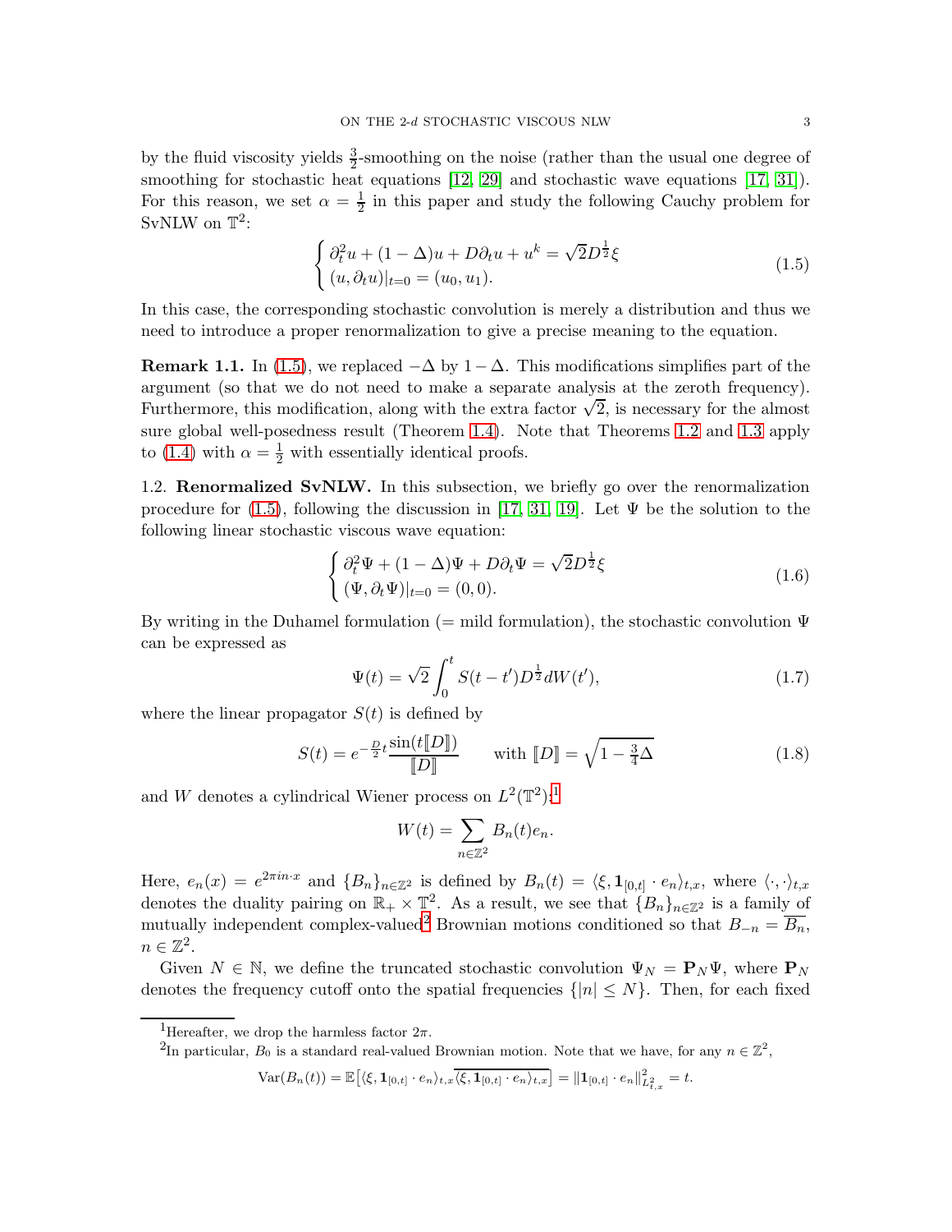by the fluid viscosity yields $\frac{3}{2}$-smoothing on the noise (rather than the usual one degree of smoothing for stochastic heat equations [12, 29] and stochastic wave equations [17, 31]). For this reason, we set $\alpha = \frac{1}{2}$ in this paper and study the following Cauchy problem for SvNLW on $\mathbb{T}^2$:

$$
\begin{cases} \partial_t^2 u + (1-\Delta)u + D\partial_t u + u^k = \sqrt{2}D^{\frac{1}{2}}\xi \\ (u, \partial_t u)|_{t=0} = (u_0, u_1). \end{cases} \tag{1.5}
$$

In this case, the corresponding stochastic convolution is merely a distribution and thus we need to introduce a proper renormalization to give a precise meaning to the equation.

**Remark 1.1.** In (1.5), we replaced $-\Delta$ by $1-\Delta$. This modifications simplifies part of the argument (so that we do not need to make a separate analysis at the zeroth frequency). Furthermore, this modification, along with the extra factor $\sqrt{2}$, is necessary for the almost sure global well-posedness result (Theorem 1.4). Note that Theorems 1.2 and 1.3 apply to (1.4) with $\alpha = \frac{1}{2}$ with essentially identical proofs.

## 1.2. Renormalized SvNLW.

In this subsection, we briefly go over the renormalization procedure for (1.5), following the discussion in [17, 31, 19]. Let $\Psi$ be the solution to the following linear stochastic viscous wave equation:

$$
\begin{cases} \partial_t^2 \Psi + (1-\Delta)\Psi + D\partial_t \Psi = \sqrt{2}D^{\frac{1}{2}}\xi \\ (\Psi, \partial_t \Psi)|_{t=0} = (0, 0). \end{cases} \tag{1.6}
$$

By writing in the Duhamel formulation (= mild formulation), the stochastic convolution $\Psi$ can be expressed as

$$
\Psi(t) = \sqrt{2}\int_0^t S(t-t')D^{\frac{1}{2}}dW(t'), \tag{1.7}
$$

where the linear propagator $S(t)$ is defined by

$$
S(t) = e^{-\frac{D}{2}t}\frac{\sin(t[\![D]\!])}{[\![D]\!]} \qquad \text{with } [\![D]\!] = \sqrt{1-\tfrac{3}{4}\Delta} \tag{1.8}
$$

and $W$ denotes a cylindrical Wiener process on $L^2(\mathbb{T}^2)$:[1]

$$
W(t) = \sum_{n\in\mathbb{Z}^2} B_n(t)e_n.
$$

Here, $e_n(x) = e^{2\pi i n\cdot x}$ and $\{B_n\}_{n\in\mathbb{Z}^2}$ is defined by $B_n(t) = \langle \xi, \mathbf{1}_{[0,t]}\cdot e_n\rangle_{t,x}$, where $\langle\cdot,\cdot\rangle_{t,x}$ denotes the duality pairing on $\mathbb{R}_+\times\mathbb{T}^2$. As a result, we see that $\{B_n\}_{n\in\mathbb{Z}^2}$ is a family of mutually independent complex-valued[2] Brownian motions conditioned so that $B_{-n} = \overline{B_n}$, $n\in\mathbb{Z}^2$.

Given $N\in\mathbb{N}$, we define the truncated stochastic convolution $\Psi_N = \mathbf{P}_N\Psi$, where $\mathbf{P}_N$ denotes the frequency cutoff onto the spatial frequencies $\{|n|\le N\}$. Then, for each fixed

[1] Hereafter, we drop the harmless factor $2\pi$.

[2] In particular, $B_0$ is a standard real-valued Brownian motion. Note that we have, for any $n\in\mathbb{Z}^2$,

$$
\text{Var}(B_n(t)) = \mathbb{E}\big[\langle\xi,\mathbf{1}_{[0,t]}\cdot e_n\rangle_{t,x}\overline{\langle\xi,\mathbf{1}_{[0,t]}\cdot e_n\rangle_{t,x}}\big] = \|\mathbf{1}_{[0,t]}\cdot e_n\|^2_{L^2_{t,x}} = t.
$$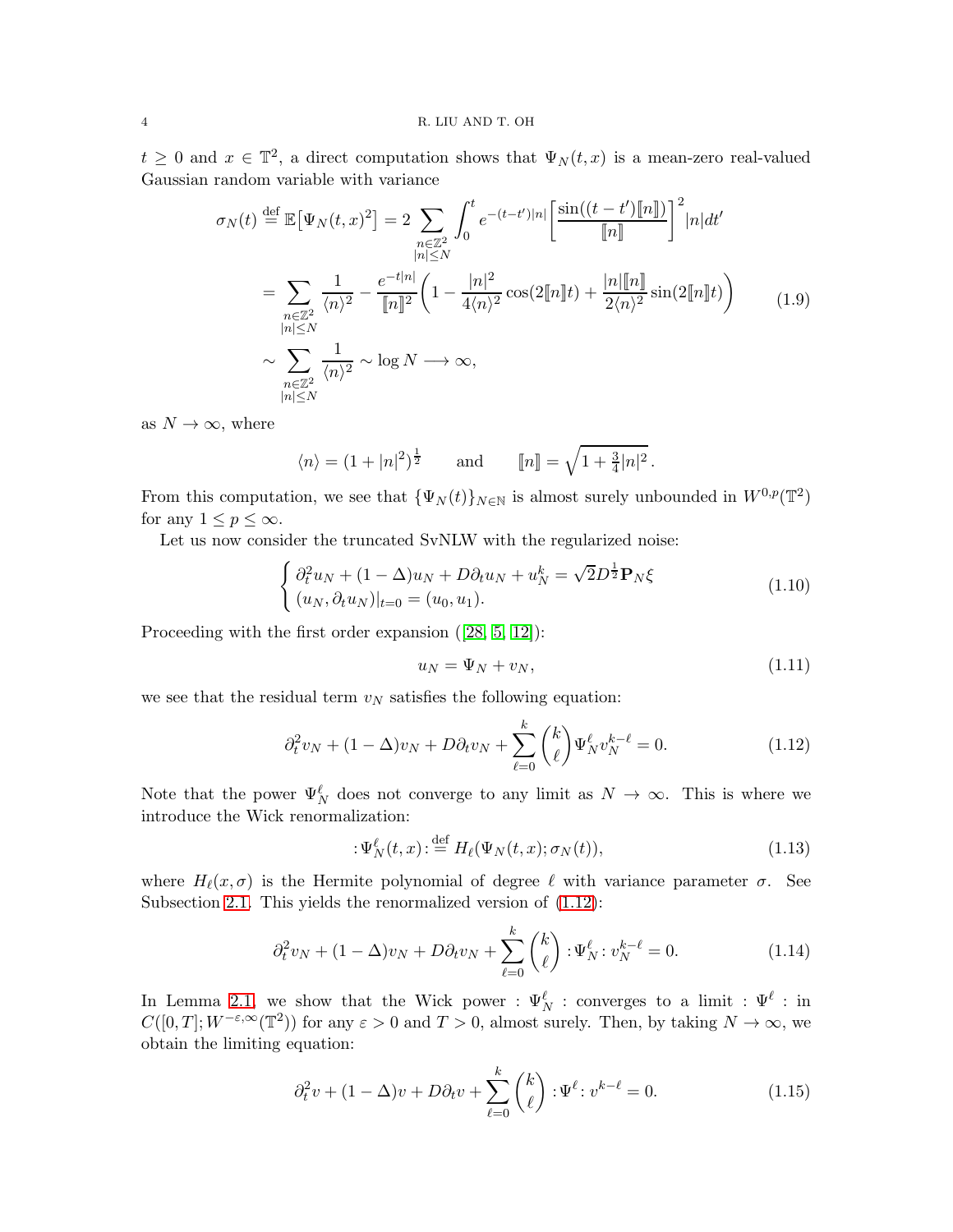$t \geq 0$ and $x \in \mathbb{T}^2$, a direct computation shows that $\Psi_N(t,x)$ is a mean-zero real-valued Gaussian random variable with variance

$$
\begin{aligned}
\sigma_N(t) \overset{\text{def}}{=} \mathbb{E}\big[\Psi_N(t,x)^2\big] &= 2 \sum_{\substack{n\in\mathbb{Z}^2\\|n|\leq N}} \int_0^t e^{-(t-t')|n|} \bigg[\frac{\sin((t-t')[\![n]\!])}{[\![n]\!]}\bigg]^2 |n| dt' \\
&= \sum_{\substack{n\in\mathbb{Z}^2\\|n|\leq N}} \frac{1}{\langle n\rangle^2} - \frac{e^{-t|n|}}{[\![n]\!]^2}\bigg(1 - \frac{|n|^2}{4\langle n\rangle^2}\cos(2[\![n]\!]t) + \frac{|n|[\![n]\!]}{2\langle n\rangle^2}\sin(2[\![n]\!]t)\bigg) \\
&\sim \sum_{\substack{n\in\mathbb{Z}^2\\|n|\leq N}} \frac{1}{\langle n\rangle^2} \sim \log N \longrightarrow \infty,
\end{aligned}
\tag{1.9}
$$

as $N \to \infty$, where

$$
\langle n\rangle = (1+|n|^2)^{\frac{1}{2}} \qquad \text{and} \qquad [\![n]\!] = \sqrt{1+\tfrac{3}{4}|n|^2}\,.
$$

From this computation, we see that $\{\Psi_N(t)\}_{N\in\mathbb{N}}$ is almost surely unbounded in $W^{0,p}(\mathbb{T}^2)$ for any $1 \leq p \leq \infty$.

Let us now consider the truncated SvNLW with the regularized noise:

$$
\begin{cases}
\partial_t^2 u_N + (1-\Delta)u_N + D\partial_t u_N + u_N^k = \sqrt{2}D^{\frac{1}{2}}\mathbf{P}_N\xi \\
(u_N, \partial_t u_N)|_{t=0} = (u_0, u_1).
\end{cases}
\tag{1.10}
$$

Proceeding with the first order expansion ([28, 5, 12]):

$$
u_N = \Psi_N + v_N,
\tag{1.11}
$$

we see that the residual term $v_N$ satisfies the following equation:

$$
\partial_t^2 v_N + (1-\Delta)v_N + D\partial_t v_N + \sum_{\ell=0}^{k} \binom{k}{\ell} \Psi_N^\ell v_N^{k-\ell} = 0.
\tag{1.12}
$$

Note that the power $\Psi_N^\ell$ does not converge to any limit as $N \to \infty$. This is where we introduce the Wick renormalization:

$$
:\!\Psi_N^\ell(t,x)\!: \overset{\text{def}}{=} H_\ell(\Psi_N(t,x); \sigma_N(t)),
\tag{1.13}
$$

where $H_\ell(x,\sigma)$ is the Hermite polynomial of degree $\ell$ with variance parameter $\sigma$. See Subsection 2.1. This yields the renormalized version of (1.12):

$$
\partial_t^2 v_N + (1-\Delta)v_N + D\partial_t v_N + \sum_{\ell=0}^{k} \binom{k}{\ell} :\!\Psi_N^\ell\!: v_N^{k-\ell} = 0.
\tag{1.14}
$$

In Lemma 2.1, we show that the Wick power $:\Psi_N^\ell:$ converges to a limit $:\Psi^\ell:$ in $C([0,T]; W^{-\varepsilon,\infty}(\mathbb{T}^2))$ for any $\varepsilon > 0$ and $T > 0$, almost surely. Then, by taking $N \to \infty$, we obtain the limiting equation:

$$
\partial_t^2 v + (1-\Delta)v + D\partial_t v + \sum_{\ell=0}^{k} \binom{k}{\ell} :\!\Psi^\ell\!: v^{k-\ell} = 0.
\tag{1.15}
$$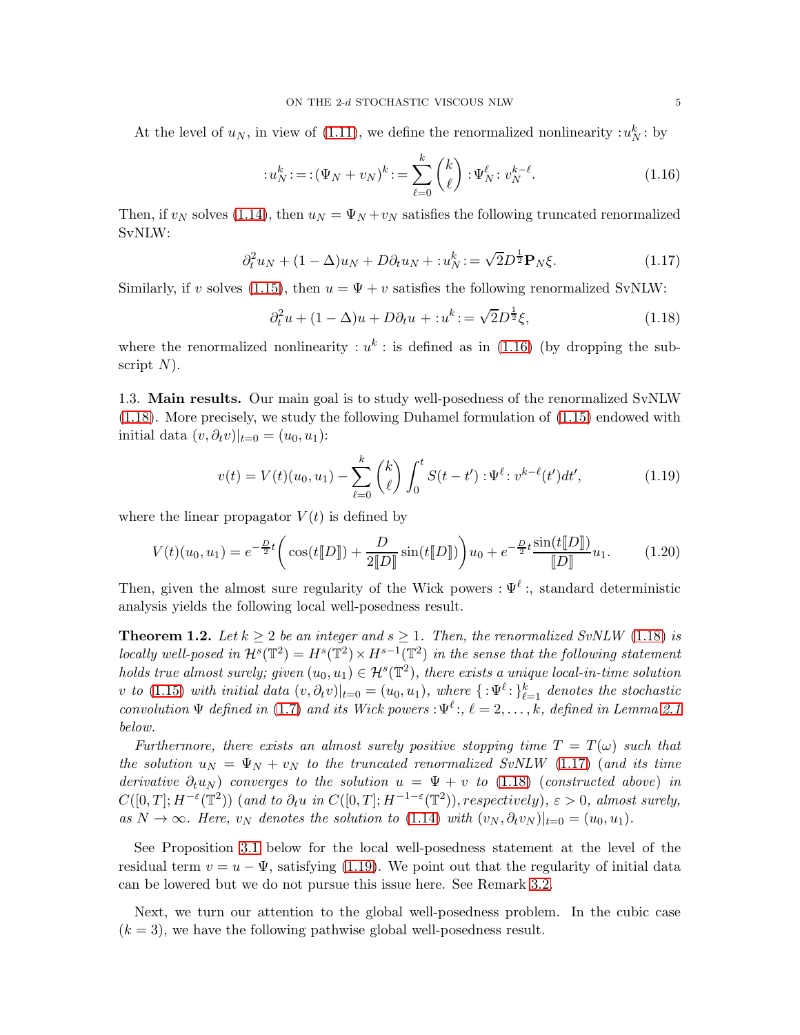At the level of $u_N$, in view of (1.11), we define the renormalized nonlinearity $:u_N^k:$ by

$$:u_N^k: = :(\Psi_N + v_N)^k: = \sum_{\ell=0}^{k} \binom{k}{\ell} :\Psi_N^\ell: v_N^{k-\ell}. \tag{1.16}$$

Then, if $v_N$ solves (1.14), then $u_N = \Psi_N + v_N$ satisfies the following truncated renormalized SvNLW:

$$\partial_t^2 u_N + (1-\Delta)u_N + D\partial_t u_N + :u_N^k: = \sqrt{2}D^{\frac{1}{2}}\mathbf{P}_N\xi. \tag{1.17}$$

Similarly, if $v$ solves (1.15), then $u = \Psi + v$ satisfies the following renormalized SvNLW:

$$\partial_t^2 u + (1-\Delta)u + D\partial_t u + :u^k: = \sqrt{2}D^{\frac{1}{2}}\xi, \tag{1.18}$$

where the renormalized nonlinearity $:u^k:$ is defined as in (1.16) (by dropping the subscript $N$).

### 1.3. Main results.

Our main goal is to study well-posedness of the renormalized SvNLW (1.18). More precisely, we study the following Duhamel formulation of (1.15) endowed with initial data $(v, \partial_t v)|_{t=0} = (u_0, u_1)$:

$$v(t) = V(t)(u_0, u_1) - \sum_{\ell=0}^{k} \binom{k}{\ell} \int_0^t S(t-t') :\Psi^\ell: v^{k-\ell}(t')dt', \tag{1.19}$$

where the linear propagator $V(t)$ is defined by

$$V(t)(u_0,u_1) = e^{-\frac{D}{2}t}\bigg(\cos(t[\![D]\!]) + \frac{D}{2[\![D]\!]}\sin(t[\![D]\!])\bigg)u_0 + e^{-\frac{D}{2}t}\frac{\sin(t[\![D]\!])}{[\![D]\!]}u_1. \tag{1.20}$$

Then, given the almost sure regularity of the Wick powers $:\Psi^\ell:$, standard deterministic analysis yields the following local well-posedness result.

**Theorem 1.2.** *Let $k \geq 2$ be an integer and $s \geq 1$. Then, the renormalized SvNLW (1.18) is locally well-posed in $\mathcal{H}^s(\mathbb{T}^2) = H^s(\mathbb{T}^2) \times H^{s-1}(\mathbb{T}^2)$ in the sense that the following statement holds true almost surely; given $(u_0, u_1) \in \mathcal{H}^s(\mathbb{T}^2)$, there exists a unique local-in-time solution $v$ to (1.15) with initial data $(v, \partial_t v)|_{t=0} = (u_0, u_1)$, where $\{:\Psi^\ell:\}_{\ell=1}^k$ denotes the stochastic convolution $\Psi$ defined in (1.7) and its Wick powers $:\Psi^\ell:$, $\ell = 2, \dots, k$, defined in Lemma 2.1 below.*

*Furthermore, there exists an almost surely positive stopping time $T = T(\omega)$ such that the solution $u_N = \Psi_N + v_N$ to the truncated renormalized SvNLW (1.17) (and its time derivative $\partial_t u_N$) converges to the solution $u = \Psi + v$ to (1.18) (constructed above) in $C([0,T]; H^{-\varepsilon}(\mathbb{T}^2))$ (and to $\partial_t u$ in $C([0,T]; H^{-1-\varepsilon}(\mathbb{T}^2))$, respectively), $\varepsilon > 0$, almost surely, as $N \to \infty$. Here, $v_N$ denotes the solution to (1.14) with $(v_N, \partial_t v_N)|_{t=0} = (u_0, u_1)$.*

See Proposition 3.1 below for the local well-posedness statement at the level of the residual term $v = u - \Psi$, satisfying (1.19). We point out that the regularity of initial data can be lowered but we do not pursue this issue here. See Remark 3.2.

Next, we turn our attention to the global well-posedness problem. In the cubic case ($k = 3$), we have the following pathwise global well-posedness result.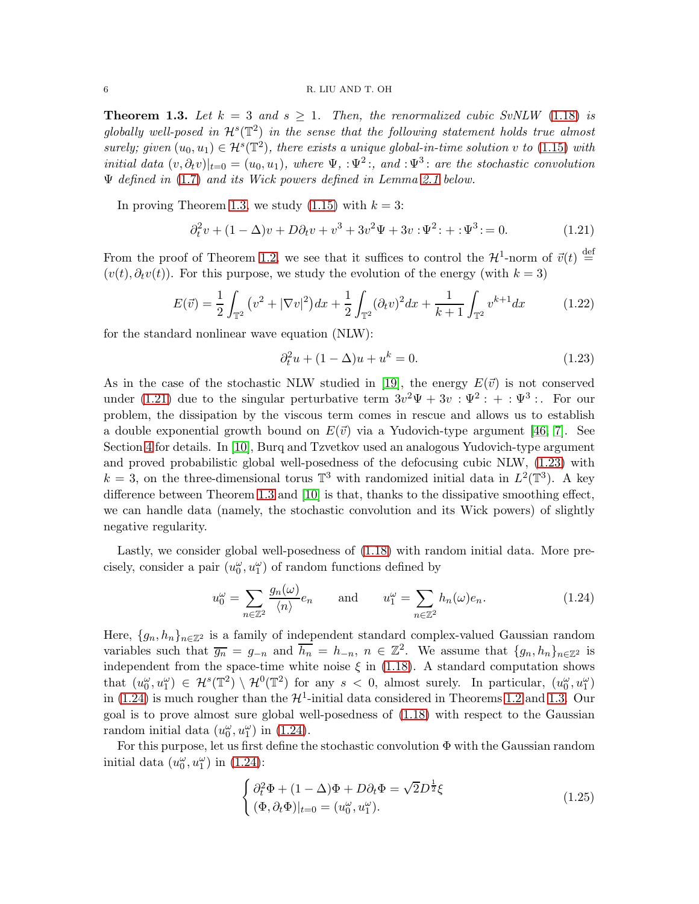**Theorem 1.3.** *Let $k = 3$ and $s \geq 1$. Then, the renormalized cubic SvNLW (1.18) is globally well-posed in $\mathcal{H}^s(\mathbb{T}^2)$ in the sense that the following statement holds true almost surely; given $(u_0, u_1) \in \mathcal{H}^s(\mathbb{T}^2)$, there exists a unique global-in-time solution $v$ to (1.15) with initial data $(v, \partial_t v)|_{t=0} = (u_0, u_1)$, where $\Psi$, $:\!\Psi^2\!:$, and $:\!\Psi^3\!:$ are the stochastic convolution $\Psi$ defined in (1.7) and its Wick powers defined in Lemma 2.1 below.*

In proving Theorem 1.3, we study (1.15) with $k = 3$:

$$\partial_t^2 v + (1 - \Delta)v + D\partial_t v + v^3 + 3v^2\Psi + 3v :\!\Psi^2\!: + :\!\Psi^3\!: = 0. \tag{1.21}$$

From the proof of Theorem 1.2, we see that it suffices to control the $\mathcal{H}^1$-norm of $\vec{v}(t) \stackrel{\text{def}}{=} (v(t), \partial_t v(t))$. For this purpose, we study the evolution of the energy (with $k = 3$)

$$E(\vec{v}) = \frac{1}{2}\int_{\mathbb{T}^2} \big(v^2 + |\nabla v|^2\big)dx + \frac{1}{2}\int_{\mathbb{T}^2} (\partial_t v)^2 dx + \frac{1}{k+1}\int_{\mathbb{T}^2} v^{k+1} dx \tag{1.22}$$

for the standard nonlinear wave equation (NLW):

$$\partial_t^2 u + (1 - \Delta)u + u^k = 0. \tag{1.23}$$

As in the case of the stochastic NLW studied in [19], the energy $E(\vec{v})$ is not conserved under (1.21) due to the singular perturbative term $3v^2\Psi + 3v :\!\Psi^2\!: + :\!\Psi^3\!:$. For our problem, the dissipation by the viscous term comes in rescue and allows us to establish a double exponential growth bound on $E(\vec{v})$ via a Yudovich-type argument [46, 7]. See Section 4 for details. In [10], Burq and Tzvetkov used an analogous Yudovich-type argument and proved probabilistic global well-posedness of the defocusing cubic NLW, (1.23) with $k = 3$, on the three-dimensional torus $\mathbb{T}^3$ with randomized initial data in $L^2(\mathbb{T}^3)$. A key difference between Theorem 1.3 and [10] is that, thanks to the dissipative smoothing effect, we can handle data (namely, the stochastic convolution and its Wick powers) of slightly negative regularity.

Lastly, we consider global well-posedness of (1.18) with random initial data. More precisely, consider a pair $(u_0^\omega, u_1^\omega)$ of random functions defined by

$$u_0^\omega = \sum_{n\in\mathbb{Z}^2} \frac{g_n(\omega)}{\langle n \rangle} e_n \qquad \text{and} \qquad u_1^\omega = \sum_{n\in\mathbb{Z}^2} h_n(\omega) e_n. \tag{1.24}$$

Here, $\{g_n, h_n\}_{n\in\mathbb{Z}^2}$ is a family of independent standard complex-valued Gaussian random variables such that $\overline{g_n} = g_{-n}$ and $\overline{h_n} = h_{-n}$, $n \in \mathbb{Z}^2$. We assume that $\{g_n, h_n\}_{n\in\mathbb{Z}^2}$ is independent from the space-time white noise $\xi$ in (1.18). A standard computation shows that $(u_0^\omega, u_1^\omega) \in \mathcal{H}^s(\mathbb{T}^2) \setminus \mathcal{H}^0(\mathbb{T}^2)$ for any $s < 0$, almost surely. In particular, $(u_0^\omega, u_1^\omega)$ in (1.24) is much rougher than the $\mathcal{H}^1$-initial data considered in Theorems 1.2 and 1.3. Our goal is to prove almost sure global well-posedness of (1.18) with respect to the Gaussian random initial data $(u_0^\omega, u_1^\omega)$ in (1.24).

For this purpose, let us first define the stochastic convolution $\Phi$ with the Gaussian random initial data $(u_0^\omega, u_1^\omega)$ in (1.24):

$$\begin{cases} \partial_t^2 \Phi + (1 - \Delta)\Phi + D\partial_t \Phi = \sqrt{2}D^{\frac{1}{2}}\xi \\ (\Phi, \partial_t \Phi)|_{t=0} = (u_0^\omega, u_1^\omega). \end{cases} \tag{1.25}$$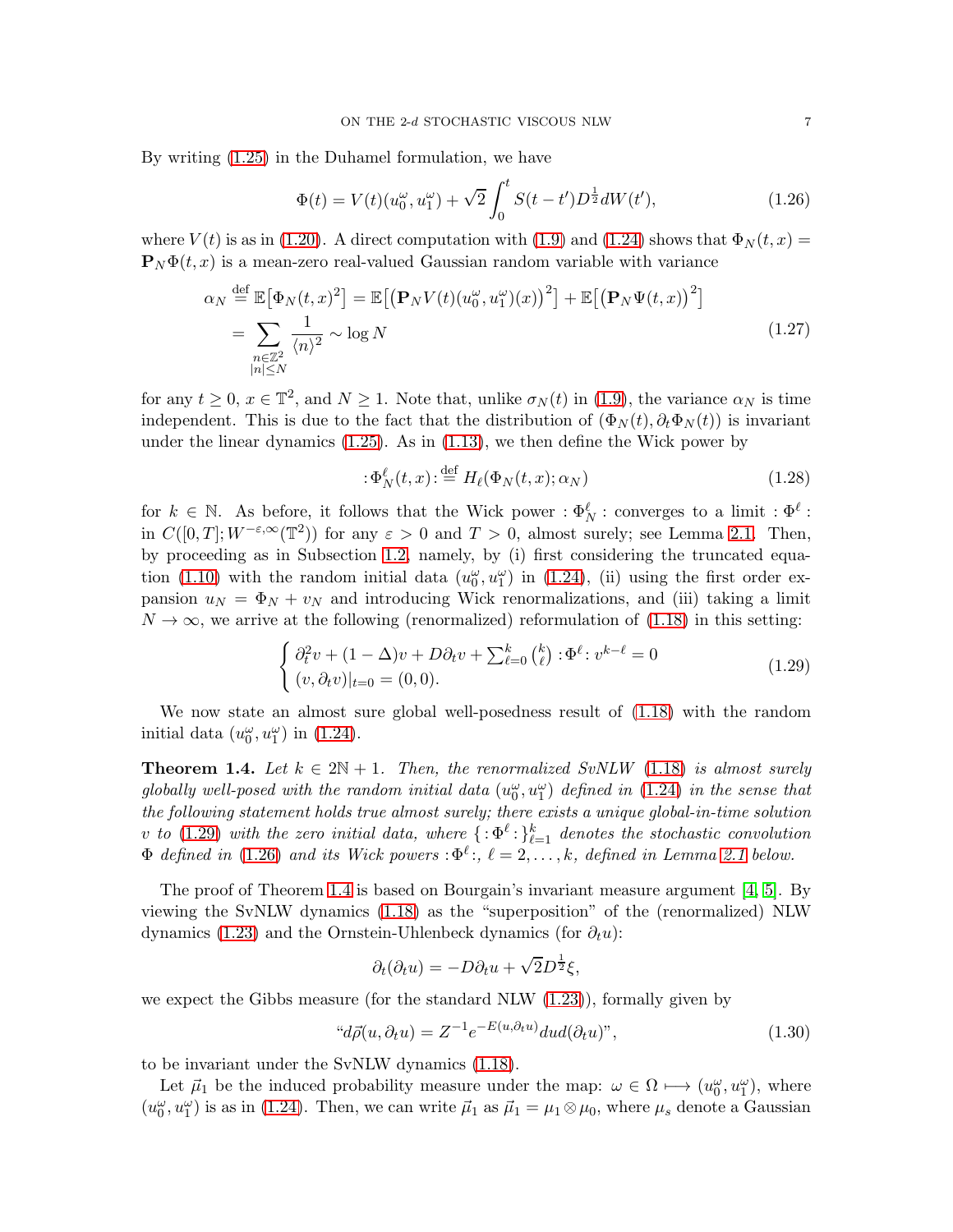By writing (1.25) in the Duhamel formulation, we have

$$\Phi(t) = V(t)(u_0^\omega, u_1^\omega) + \sqrt{2}\int_0^t S(t-t')D^{\frac{1}{2}}dW(t'), \tag{1.26}$$

where $V(t)$ is as in (1.20). A direct computation with (1.9) and (1.24) shows that $\Phi_N(t,x) = \mathbf{P}_N\Phi(t,x)$ is a mean-zero real-valued Gaussian random variable with variance

$$\begin{aligned}
\alpha_N \overset{\text{def}}{=} \mathbb{E}\big[\Phi_N(t,x)^2\big] &= \mathbb{E}\big[\big(\mathbf{P}_N V(t)(u_0^\omega, u_1^\omega)(x)\big)^2\big] + \mathbb{E}\big[\big(\mathbf{P}_N\Psi(t,x)\big)^2\big] \\
&= \sum_{\substack{n\in\mathbb{Z}^2\\|n|\le N}} \frac{1}{\langle n\rangle^2} \sim \log N
\end{aligned} \tag{1.27}$$

for any $t\geq 0$, $x\in\mathbb{T}^2$, and $N\geq 1$. Note that, unlike $\sigma_N(t)$ in (1.9), the variance $\alpha_N$ is time independent. This is due to the fact that the distribution of $(\Phi_N(t), \partial_t\Phi_N(t))$ is invariant under the linear dynamics (1.25). As in (1.13), we then define the Wick power by

$$:\!\Phi_N^\ell(t,x)\!: \overset{\text{def}}{=} H_\ell(\Phi_N(t,x);\alpha_N) \tag{1.28}$$

for $k\in\mathbb{N}$. As before, it follows that the Wick power $:\!\Phi_N^\ell\!:$ converges to a limit $:\!\Phi^\ell\!:$ in $C([0,T];W^{-\varepsilon,\infty}(\mathbb{T}^2))$ for any $\varepsilon>0$ and $T>0$, almost surely; see Lemma 2.1. Then, by proceeding as in Subsection 1.2, namely, by (i) first considering the truncated equation (1.10) with the random initial data $(u_0^\omega, u_1^\omega)$ in (1.24), (ii) using the first order expansion $u_N = \Phi_N + v_N$ and introducing Wick renormalizations, and (iii) taking a limit $N\to\infty$, we arrive at the following (renormalized) reformulation of (1.18) in this setting:

$$\begin{cases}
\partial_t^2 v + (1-\Delta)v + D\partial_t v + \sum_{\ell=0}^k \binom{k}{\ell} :\!\Phi^\ell\!:\, v^{k-\ell} = 0\\
(v,\partial_t v)|_{t=0} = (0,0).
\end{cases} \tag{1.29}$$

We now state an almost sure global well-posedness result of (1.18) with the random initial data $(u_0^\omega, u_1^\omega)$ in (1.24).

**Theorem 1.4.** *Let $k\in 2\mathbb{N}+1$. Then, the renormalized SvNLW (1.18) is almost surely globally well-posed with the random initial data $(u_0^\omega, u_1^\omega)$ defined in (1.24) in the sense that the following statement holds true almost surely; there exists a unique global-in-time solution $v$ to (1.29) with the zero initial data, where $\{:\!\Phi^\ell\!:\}_{\ell=1}^k$ denotes the stochastic convolution $\Phi$ defined in (1.26) and its Wick powers $:\!\Phi^\ell\!:$, $\ell=2,\dots,k$, defined in Lemma 2.1 below.*

The proof of Theorem 1.4 is based on Bourgain's invariant measure argument [4, 5]. By viewing the SvNLW dynamics (1.18) as the "superposition" of the (renormalized) NLW dynamics (1.23) and the Ornstein-Uhlenbeck dynamics (for $\partial_t u$):

$$\partial_t(\partial_t u) = -D\partial_t u + \sqrt{2}D^{\frac{1}{2}}\xi,$$

we expect the Gibbs measure (for the standard NLW (1.23)), formally given by

$$\text{“}d\vec{\rho}(u,\partial_t u) = Z^{-1}e^{-E(u,\partial_t u)}du\,d(\partial_t u)\text{”}, \tag{1.30}$$

to be invariant under the SvNLW dynamics (1.18).

Let $\vec{\mu}_1$ be the induced probability measure under the map: $\omega\in\Omega\longmapsto(u_0^\omega, u_1^\omega)$, where $(u_0^\omega, u_1^\omega)$ is as in (1.24). Then, we can write $\vec{\mu}_1$ as $\vec{\mu}_1 = \mu_1\otimes\mu_0$, where $\mu_s$ denote a Gaussian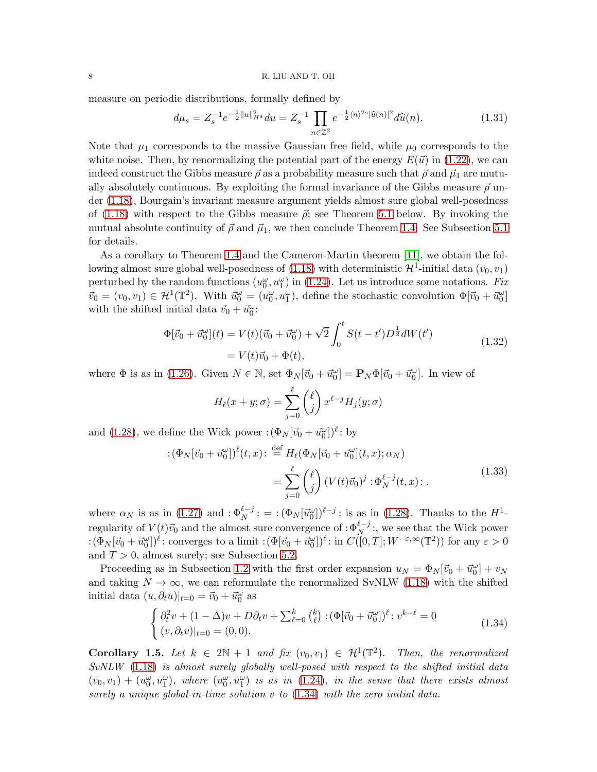measure on periodic distributions, formally defined by

$$d\mu_s = Z_s^{-1} e^{-\frac{1}{2}\|u\|_{H^s}^2} du = Z_s^{-1} \prod_{n\in\mathbb{Z}^2} e^{-\frac{1}{2}\langle n\rangle^{2s}|\widehat{u}(n)|^2} d\widehat{u}(n). \tag{1.31}$$

Note that $\mu_1$ corresponds to the massive Gaussian free field, while $\mu_0$ corresponds to the white noise. Then, by renormalizing the potential part of the energy $E(\vec{u})$ in (1.22), we can indeed construct the Gibbs measure $\vec{\rho}$ as a probability measure such that $\vec{\rho}$ and $\vec{\mu}_1$ are mutually absolutely continuous. By exploiting the formal invariance of the Gibbs measure $\vec{\rho}$ under (1.18), Bourgain's invariant measure argument yields almost sure global well-posedness of (1.18) with respect to the Gibbs measure $\vec{\rho}$; see Theorem 5.1 below. By invoking the mutual absolute continuity of $\vec{\rho}$ and $\vec{\mu}_1$, we then conclude Theorem 1.4. See Subsection 5.1 for details.

As a corollary to Theorem 1.4 and the Cameron-Martin theorem [11], we obtain the following almost sure global well-posedness of (1.18) with deterministic $\mathcal{H}^1$-initial data $(v_0, v_1)$ perturbed by the random functions $(u_0^\omega, u_1^\omega)$ in (1.24). Let us introduce some notations. *Fix* $\vec{v}_0 = (v_0, v_1) \in \mathcal{H}^1(\mathbb{T}^2)$. With $\vec{u}_0^\omega = (u_0^\omega, u_1^\omega)$, define the stochastic convolution $\Phi[\vec{v}_0 + \vec{u}_0^\omega]$ with the shifted initial data $\vec{v}_0 + \vec{u}_0^\omega$:

$$\begin{aligned}
\Phi[\vec{v}_0 + \vec{u}_0^\omega](t) &= V(t)(\vec{v}_0 + \vec{u}_0^\omega) + \sqrt{2}\int_0^t S(t-t')D^{\frac{1}{2}} dW(t') \\
&= V(t)\vec{v}_0 + \Phi(t),
\end{aligned} \tag{1.32}$$

where $\Phi$ is as in (1.26). Given $N \in \mathbb{N}$, set $\Phi_N[\vec{v}_0 + \vec{u}_0^\omega] = \mathbf{P}_N \Phi[\vec{v}_0 + \vec{u}_0^\omega]$. In view of

$$H_\ell(x+y;\sigma) = \sum_{j=0}^{\ell} \binom{\ell}{j} x^{\ell-j} H_j(y;\sigma)$$

and (1.28), we define the Wick power $:\!(\Phi_N[\vec{v}_0 + \vec{u}_0^\omega])^\ell\!:$ by

$$\begin{aligned}
:\!(\Phi_N[\vec{v}_0 + \vec{u}_0^\omega])^\ell(t,x)\!: &\stackrel{\text{def}}{=} H_\ell(\Phi_N[\vec{v}_0 + \vec{u}_0^\omega](t,x);\alpha_N) \\
&= \sum_{j=0}^{\ell} \binom{\ell}{j} (V(t)\vec{v}_0)^j :\!\Phi_N^{\ell-j}(t,x)\!: .
\end{aligned} \tag{1.33}$$

where $\alpha_N$ is as in (1.27) and $:\!\Phi_N^{\ell-j}\!: \, = \, :\!(\Phi_N[\vec{u}_0^\omega])^{\ell-j}\!:$ is as in (1.28). Thanks to the $H^1$-regularity of $V(t)\vec{v}_0$ and the almost sure convergence of $:\!\Phi_N^{\ell-j}\!:$, we see that the Wick power $:\!(\Phi_N[\vec{v}_0 + \vec{u}_0^\omega])^\ell\!:$ converges to a limit $:\!(\Phi[\vec{v}_0 + \vec{u}_0^\omega])^\ell\!:$ in $C([0,T]; W^{-\varepsilon,\infty}(\mathbb{T}^2))$ for any $\varepsilon > 0$ and $T > 0$, almost surely; see Subsection 5.2.

Proceeding as in Subsection 1.2 with the first order expansion $u_N = \Phi_N[\vec{v}_0 + \vec{u}_0^\omega] + v_N$ and taking $N \to \infty$, we can reformulate the renormalized SvNLW (1.18) with the shifted initial data $(u, \partial_t u)|_{t=0} = \vec{v}_0 + \vec{u}_0^\omega$ as

$$\begin{cases}
\partial_t^2 v + (1-\Delta)v + D\partial_t v + \sum_{\ell=0}^{k} \binom{k}{\ell} :\!(\Phi[\vec{v}_0 + \vec{u}_0^\omega])^\ell\!: v^{k-\ell} = 0 \\
(v, \partial_t v)|_{t=0} = (0,0).
\end{cases} \tag{1.34}$$

**Corollary 1.5.** *Let $k \in 2\mathbb{N}+1$ and fix $(v_0, v_1) \in \mathcal{H}^1(\mathbb{T}^2)$. Then, the renormalized SvNLW (1.18) is almost surely globally well-posed with respect to the shifted initial data $(v_0, v_1) + (u_0^\omega, u_1^\omega)$, where $(u_0^\omega, u_1^\omega)$ is as in (1.24), in the sense that there exists almost surely a unique global-in-time solution $v$ to (1.34) with the zero initial data.*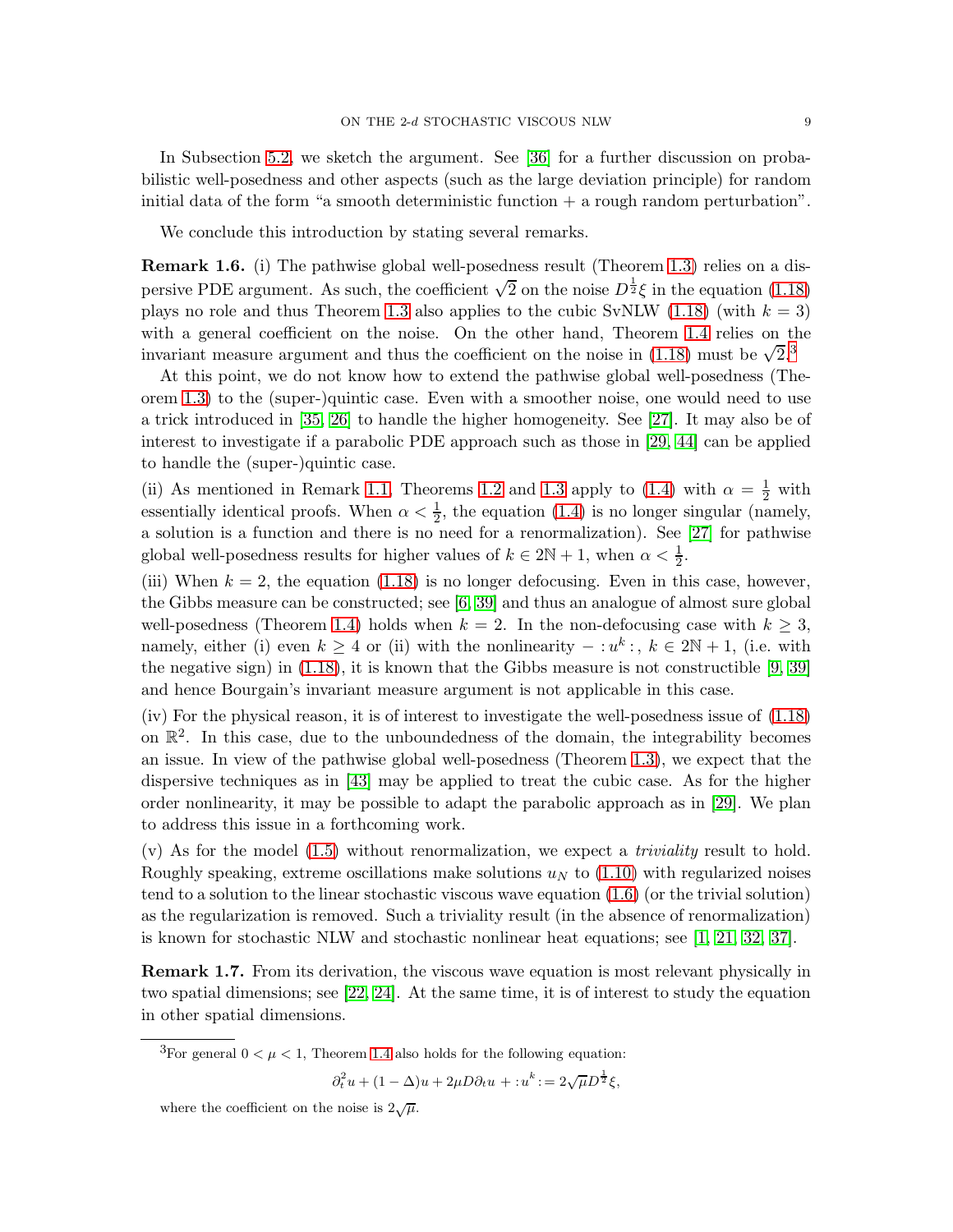In Subsection 5.2, we sketch the argument. See [36] for a further discussion on probabilistic well-posedness and other aspects (such as the large deviation principle) for random initial data of the form "a smooth deterministic function + a rough random perturbation".

We conclude this introduction by stating several remarks.

**Remark 1.6.** (i) The pathwise global well-posedness result (Theorem 1.3) relies on a dispersive PDE argument. As such, the coefficient $\sqrt{2}$ on the noise $D^{\frac{1}{2}}\xi$ in the equation (1.18) plays no role and thus Theorem 1.3 also applies to the cubic SvNLW (1.18) (with $k = 3$) with a general coefficient on the noise. On the other hand, Theorem 1.4 relies on the invariant measure argument and thus the coefficient on the noise in (1.18) must be $\sqrt{2}$.[3]

At this point, we do not know how to extend the pathwise global well-posedness (Theorem 1.3) to the (super-)quintic case. Even with a smoother noise, one would need to use a trick introduced in [35, 26] to handle the higher homogeneity. See [27]. It may also be of interest to investigate if a parabolic PDE approach such as those in [29, 44] can be applied to handle the (super-)quintic case.

(ii) As mentioned in Remark 1.1, Theorems 1.2 and 1.3 apply to (1.4) with $\alpha = \frac{1}{2}$ with essentially identical proofs. When $\alpha < \frac{1}{2}$, the equation (1.4) is no longer singular (namely, a solution is a function and there is no need for a renormalization). See [27] for pathwise global well-posedness results for higher values of $k \in 2\mathbb{N} + 1$, when $\alpha < \frac{1}{2}$.

(iii) When $k = 2$, the equation (1.18) is no longer defocusing. Even in this case, however, the Gibbs measure can be constructed; see [6, 39] and thus an analogue of almost sure global well-posedness (Theorem 1.4) holds when $k = 2$. In the non-defocusing case with $k \geq 3$, namely, either (i) even $k \geq 4$ or (ii) with the nonlinearity $- :u^k:$, $k \in 2\mathbb{N} + 1$, (i.e. with the negative sign) in (1.18), it is known that the Gibbs measure is not constructible [9, 39] and hence Bourgain's invariant measure argument is not applicable in this case.

(iv) For the physical reason, it is of interest to investigate the well-posedness issue of (1.18) on $\mathbb{R}^2$. In this case, due to the unboundedness of the domain, the integrability becomes an issue. In view of the pathwise global well-posedness (Theorem 1.3), we expect that the dispersive techniques as in [43] may be applied to treat the cubic case. As for the higher order nonlinearity, it may be possible to adapt the parabolic approach as in [29]. We plan to address this issue in a forthcoming work.

(v) As for the model (1.5) without renormalization, we expect a *triviality* result to hold. Roughly speaking, extreme oscillations make solutions $u_N$ to (1.10) with regularized noises tend to a solution to the linear stochastic viscous wave equation (1.6) (or the trivial solution) as the regularization is removed. Such a triviality result (in the absence of renormalization) is known for stochastic NLW and stochastic nonlinear heat equations; see [1, 21, 32, 37].

**Remark 1.7.** From its derivation, the viscous wave equation is most relevant physically in two spatial dimensions; see [22, 24]. At the same time, it is of interest to study the equation in other spatial dimensions.

---

[3] For general $0 < \mu < 1$, Theorem 1.4 also holds for the following equation:

$$\partial_t^2 u + (1 - \Delta)u + 2\mu D\partial_t u + :u^k: = 2\sqrt{\mu} D^{\frac{1}{2}}\xi,$$

where the coefficient on the noise is $2\sqrt{\mu}$.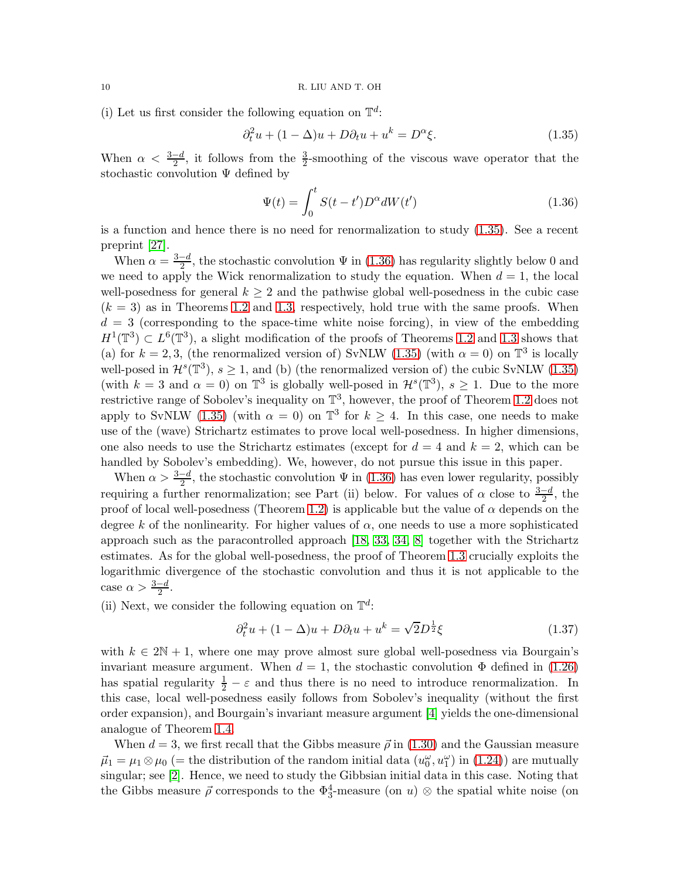(i) Let us first consider the following equation on $\mathbb{T}^d$:

$$\partial_t^2 u + (1-\Delta)u + D\partial_t u + u^k = D^\alpha \xi. \tag{1.35}$$

When $\alpha < \frac{3-d}{2}$, it follows from the $\frac{3}{2}$-smoothing of the viscous wave operator that the stochastic convolution $\Psi$ defined by

$$\Psi(t) = \int_0^t S(t-t')D^\alpha dW(t') \tag{1.36}$$

is a function and hence there is no need for renormalization to study (1.35). See a recent preprint [27].

When $\alpha = \frac{3-d}{2}$, the stochastic convolution $\Psi$ in (1.36) has regularity slightly below 0 and we need to apply the Wick renormalization to study the equation. When $d = 1$, the local well-posedness for general $k \geq 2$ and the pathwise global well-posedness in the cubic case ($k = 3$) as in Theorems 1.2 and 1.3, respectively, hold true with the same proofs. When $d = 3$ (corresponding to the space-time white noise forcing), in view of the embedding $H^1(\mathbb{T}^3) \subset L^6(\mathbb{T}^3)$, a slight modification of the proofs of Theorems 1.2 and 1.3 shows that (a) for $k = 2, 3$, (the renormalized version of) SvNLW (1.35) (with $\alpha = 0$) on $\mathbb{T}^3$ is locally well-posed in $\mathcal{H}^s(\mathbb{T}^3)$, $s \geq 1$, and (b) (the renormalized version of) the cubic SvNLW (1.35) (with $k = 3$ and $\alpha = 0$) on $\mathbb{T}^3$ is globally well-posed in $\mathcal{H}^s(\mathbb{T}^3)$, $s \geq 1$. Due to the more restrictive range of Sobolev's inequality on $\mathbb{T}^3$, however, the proof of Theorem 1.2 does not apply to SvNLW (1.35) (with $\alpha = 0$) on $\mathbb{T}^3$ for $k \geq 4$. In this case, one needs to make use of the (wave) Strichartz estimates to prove local well-posedness. In higher dimensions, one also needs to use the Strichartz estimates (except for $d = 4$ and $k = 2$, which can be handled by Sobolev's embedding). We, however, do not pursue this issue in this paper.

When $\alpha > \frac{3-d}{2}$, the stochastic convolution $\Psi$ in (1.36) has even lower regularity, possibly requiring a further renormalization; see Part (ii) below. For values of $\alpha$ close to $\frac{3-d}{2}$, the proof of local well-posedness (Theorem 1.2) is applicable but the value of $\alpha$ depends on the degree $k$ of the nonlinearity. For higher values of $\alpha$, one needs to use a more sophisticated approach such as the paracontrolled approach [18, 33, 34, 8] together with the Strichartz estimates. As for the global well-posedness, the proof of Theorem 1.3 crucially exploits the logarithmic divergence of the stochastic convolution and thus it is not applicable to the case $\alpha > \frac{3-d}{2}$.

(ii) Next, we consider the following equation on $\mathbb{T}^d$:

$$\partial_t^2 u + (1-\Delta)u + D\partial_t u + u^k = \sqrt{2}D^{\frac{1}{2}}\xi \tag{1.37}$$

with $k \in 2\mathbb{N}+1$, where one may prove almost sure global well-posedness via Bourgain's invariant measure argument. When $d = 1$, the stochastic convolution $\Phi$ defined in (1.26) has spatial regularity $\frac{1}{2} - \varepsilon$ and thus there is no need to introduce renormalization. In this case, local well-posedness easily follows from Sobolev's inequality (without the first order expansion), and Bourgain's invariant measure argument [4] yields the one-dimensional analogue of Theorem 1.4.

When $d = 3$, we first recall that the Gibbs measure $\vec{\rho}$ in (1.30) and the Gaussian measure $\vec{\mu}_1 = \mu_1 \otimes \mu_0$ (= the distribution of the random initial data $(u_0^\omega, u_1^\omega)$ in (1.24)) are mutually singular; see [2]. Hence, we need to study the Gibbsian initial data in this case. Noting that the Gibbs measure $\vec{\rho}$ corresponds to the $\Phi_3^4$-measure (on $u$) $\otimes$ the spatial white noise (on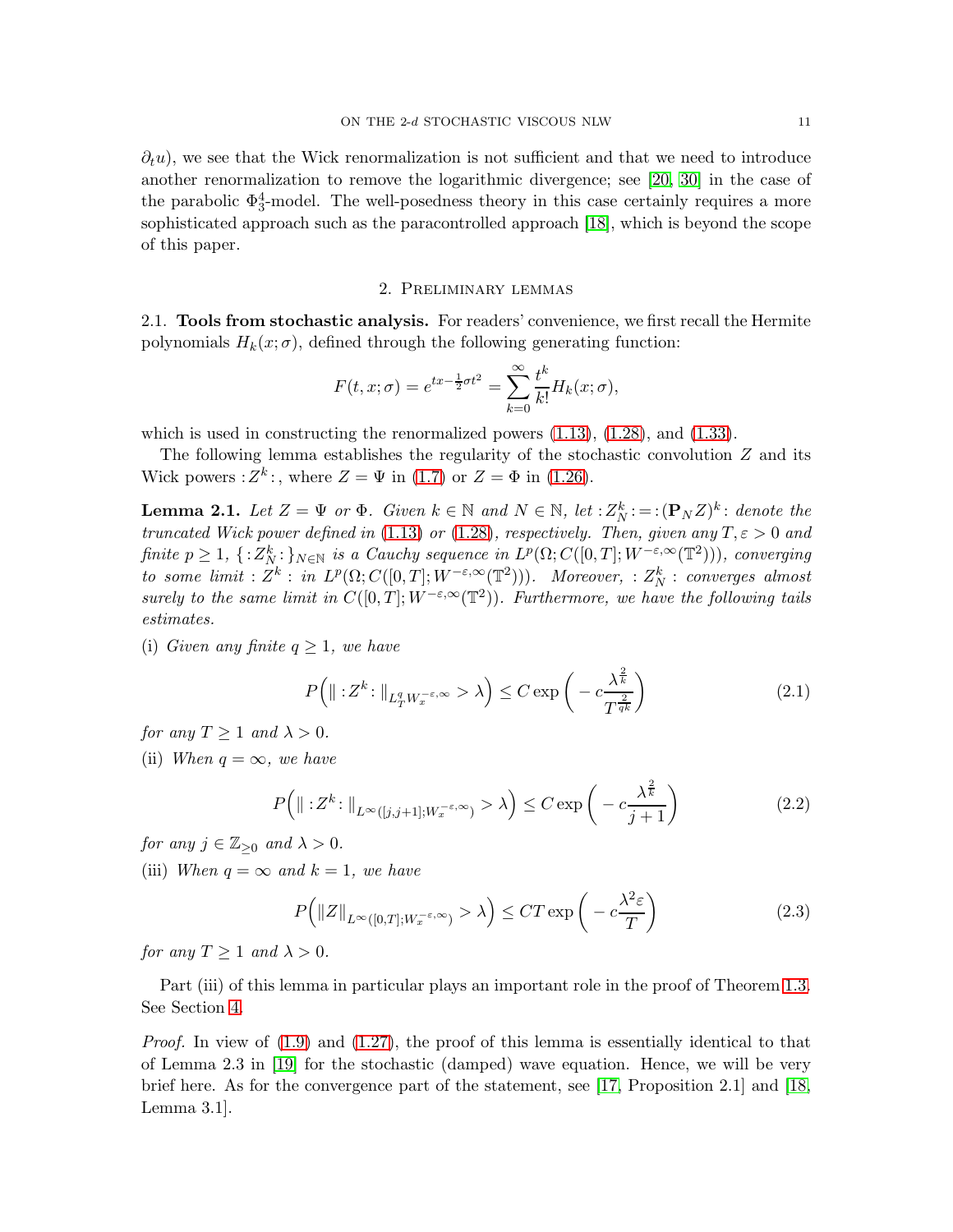$\partial_t u$), we see that the Wick renormalization is not sufficient and that we need to introduce another renormalization to remove the logarithmic divergence; see [20, 30] in the case of the parabolic $\Phi^4_3$-model. The well-posedness theory in this case certainly requires a more sophisticated approach such as the paracontrolled approach [18], which is beyond the scope of this paper.

## 2. Preliminary lemmas

**2.1. Tools from stochastic analysis.** For readers' convenience, we first recall the Hermite polynomials $H_k(x;\sigma)$, defined through the following generating function:

$$F(t,x;\sigma) = e^{tx-\frac{1}{2}\sigma t^2} = \sum_{k=0}^{\infty} \frac{t^k}{k!} H_k(x;\sigma),$$

which is used in constructing the renormalized powers (1.13), (1.28), and (1.33).

The following lemma establishes the regularity of the stochastic convolution $Z$ and its Wick powers $:\!Z^k\!:$, where $Z = \Psi$ in (1.7) or $Z = \Phi$ in (1.26).

**Lemma 2.1.** *Let $Z = \Psi$ or $\Phi$. Given $k \in \mathbb{N}$ and $N \in \mathbb{N}$, let $:\!Z_N^k\!: = :\!(\mathbf{P}_N Z)^k\!:$ denote the truncated Wick power defined in (1.13) or (1.28), respectively. Then, given any $T, \varepsilon > 0$ and finite $p \geq 1$, $\{:\!Z_N^k\!:\}_{N\in\mathbb{N}}$ is a Cauchy sequence in $L^p(\Omega; C([0,T]; W^{-\varepsilon,\infty}(\mathbb{T}^2)))$, converging to some limit $:\!Z^k\!:$ in $L^p(\Omega; C([0,T]; W^{-\varepsilon,\infty}(\mathbb{T}^2)))$. Moreover, $:\!Z_N^k\!:$ converges almost surely to the same limit in $C([0,T]; W^{-\varepsilon,\infty}(\mathbb{T}^2))$. Furthermore, we have the following tails estimates.*

(i) *Given any finite $q \geq 1$, we have*

$$P\Big( \|:\!Z^k\!:\|_{L^q_T W^{-\varepsilon,\infty}_x} > \lambda \Big) \leq C \exp\bigg( -c \frac{\lambda^{\frac{2}{k}}}{T^{\frac{2}{qk}}} \bigg) \tag{2.1}$$

*for any $T \geq 1$ and $\lambda > 0$.*

(ii) *When $q = \infty$, we have*

$$P\Big( \|:\!Z^k\!:\|_{L^\infty([j,j+1]; W^{-\varepsilon,\infty}_x)} > \lambda \Big) \leq C \exp\bigg( -c \frac{\lambda^{\frac{2}{k}}}{j+1} \bigg) \tag{2.2}$$

*for any $j \in \mathbb{Z}_{\geq 0}$ and $\lambda > 0$.*

(iii) *When $q = \infty$ and $k = 1$, we have*

$$P\Big( \|Z\|_{L^\infty([0,T]; W^{-\varepsilon,\infty}_x)} > \lambda \Big) \leq CT \exp\bigg( -c \frac{\lambda^2 \varepsilon}{T} \bigg) \tag{2.3}$$

*for any $T \geq 1$ and $\lambda > 0$.*

Part (iii) of this lemma in particular plays an important role in the proof of Theorem 1.3. See Section 4.

*Proof.* In view of (1.9) and (1.27), the proof of this lemma is essentially identical to that of Lemma 2.3 in [19] for the stochastic (damped) wave equation. Hence, we will be very brief here. As for the convergence part of the statement, see [17, Proposition 2.1] and [18, Lemma 3.1].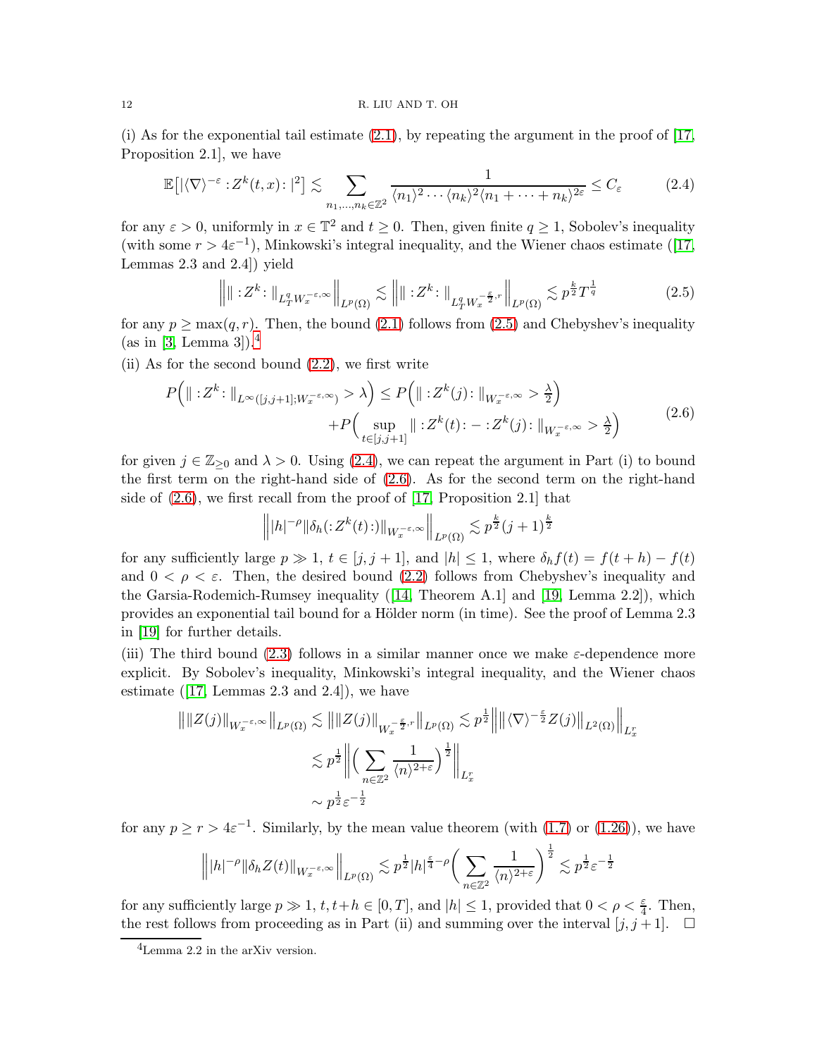(i) As for the exponential tail estimate (2.1), by repeating the argument in the proof of [17, Proposition 2.1], we have

$$\mathbb{E}\big[|\langle\nabla\rangle^{-\varepsilon} :Z^k(t,x):|^2\big] \lesssim \sum_{n_1,\dots,n_k\in\mathbb{Z}^2} \frac{1}{\langle n_1\rangle^2\cdots\langle n_k\rangle^2\langle n_1+\cdots+n_k\rangle^{2\varepsilon}} \le C_\varepsilon \tag{2.4}$$

for any $\varepsilon>0$, uniformly in $x\in\mathbb{T}^2$ and $t\ge 0$. Then, given finite $q\ge 1$, Sobolev's inequality (with some $r>4\varepsilon^{-1}$), Minkowski's integral inequality, and the Wiener chaos estimate ([17, Lemmas 2.3 and 2.4]) yield

$$\Big\| \| :Z^k: \|_{L^q_T W^{-\varepsilon,\infty}_x} \Big\|_{L^p(\Omega)} \lesssim \Big\| \| :Z^k: \|_{L^q_T W^{-\frac{\varepsilon}{2},r}_x} \Big\|_{L^p(\Omega)} \lesssim p^{\frac{k}{2}} T^{\frac{1}{q}} \tag{2.5}$$

for any $p\ge\max(q,r)$. Then, the bound (2.1) follows from (2.5) and Chebyshev's inequality (as in [3, Lemma 3]).[4]

(ii) As for the second bound (2.2), we first write

$$\begin{aligned} P\Big( \| :Z^k: \|_{L^\infty([j,j+1];W^{-\varepsilon,\infty}_x)} > \lambda\Big) &\le P\Big( \| :Z^k(j): \|_{W^{-\varepsilon,\infty}_x} > \tfrac{\lambda}{2}\Big)\\ &\quad + P\Big( \sup_{t\in[j,j+1]} \| :Z^k(t): - :Z^k(j): \|_{W^{-\varepsilon,\infty}_x} > \tfrac{\lambda}{2}\Big) \end{aligned} \tag{2.6}$$

for given $j\in\mathbb{Z}_{\ge 0}$ and $\lambda>0$. Using (2.4), we can repeat the argument in Part (i) to bound the first term on the right-hand side of (2.6). As for the second term on the right-hand side of (2.6), we first recall from the proof of [17, Proposition 2.1] that

$$\Big\| |h|^{-\rho} \| \delta_h(:Z^k(t):)\|_{W^{-\varepsilon,\infty}_x} \Big\|_{L^p(\Omega)} \lesssim p^{\frac{k}{2}} (j+1)^{\frac{k}{2}}$$

for any sufficiently large $p\gg 1$, $t\in[j,j+1]$, and $|h|\le 1$, where $\delta_h f(t) = f(t+h)-f(t)$ and $0<\rho<\varepsilon$. Then, the desired bound (2.2) follows from Chebyshev's inequality and the Garsia-Rodemich-Rumsey inequality ([14, Theorem A.1] and [19, Lemma 2.2]), which provides an exponential tail bound for a Hölder norm (in time). See the proof of Lemma 2.3 in [19] for further details.

(iii) The third bound (2.3) follows in a similar manner once we make $\varepsilon$-dependence more explicit. By Sobolev's inequality, Minkowski's integral inequality, and the Wiener chaos estimate ([17, Lemmas 2.3 and 2.4]), we have

$$\begin{aligned} \big\| \|Z(j)\|_{W^{-\varepsilon,\infty}_x} \big\|_{L^p(\Omega)} &\lesssim \big\| \|Z(j)\|_{W^{-\frac{\varepsilon}{2},r}_x} \big\|_{L^p(\Omega)} \lesssim p^{\frac12} \Big\| \big\| \langle\nabla\rangle^{-\frac{\varepsilon}{2}} Z(j) \big\|_{L^2(\Omega)} \Big\|_{L^r_x}\\ &\lesssim p^{\frac12} \bigg\| \Big( \sum_{n\in\mathbb{Z}^2} \frac{1}{\langle n\rangle^{2+\varepsilon}} \Big)^{\frac12} \bigg\|_{L^r_x}\\ &\sim p^{\frac12} \varepsilon^{-\frac12} \end{aligned}$$

for any $p\ge r>4\varepsilon^{-1}$. Similarly, by the mean value theorem (with (1.7) or (1.26)), we have

$$\Big\| |h|^{-\rho} \|\delta_h Z(t)\|_{W^{-\varepsilon,\infty}_x} \Big\|_{L^p(\Omega)} \lesssim p^{\frac12} |h|^{\frac{\varepsilon}{4}-\rho} \bigg( \sum_{n\in\mathbb{Z}^2} \frac{1}{\langle n\rangle^{2+\varepsilon}} \bigg)^{\frac12} \lesssim p^{\frac12}\varepsilon^{-\frac12}$$

for any sufficiently large $p\gg 1$, $t, t+h\in[0,T]$, and $|h|\le 1$, provided that $0<\rho<\frac{\varepsilon}{4}$. Then, the rest follows from proceeding as in Part (ii) and summing over the interval $[j,j+1]$. $\square$

---

[4] Lemma 2.2 in the arXiv version.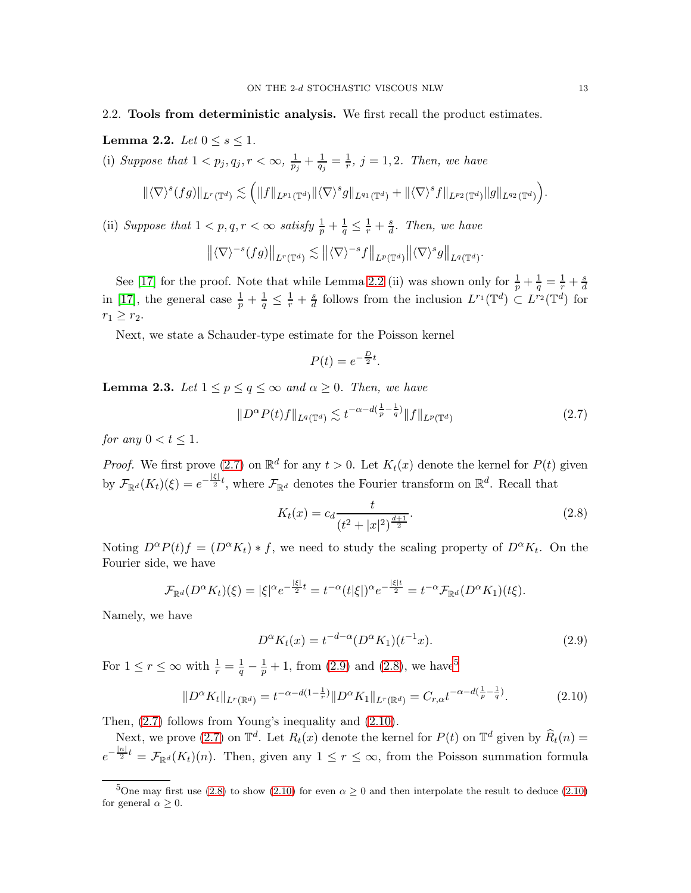## 2.2. **Tools from deterministic analysis.**

We first recall the product estimates.

**Lemma 2.2.** *Let $0 \le s \le 1$.*

(i) *Suppose that $1 < p_j, q_j, r < \infty$, $\frac{1}{p_j} + \frac{1}{q_j} = \frac{1}{r}$, $j = 1, 2$. Then, we have*

$$\|\langle \nabla \rangle^s (fg)\|_{L^r(\mathbb{T}^d)} \lesssim \Big( \|f\|_{L^{p_1}(\mathbb{T}^d)} \|\langle \nabla \rangle^s g\|_{L^{q_1}(\mathbb{T}^d)} + \|\langle \nabla \rangle^s f\|_{L^{p_2}(\mathbb{T}^d)} \|g\|_{L^{q_2}(\mathbb{T}^d)} \Big).$$

(ii) *Suppose that $1 < p, q, r < \infty$ satisfy $\frac{1}{p} + \frac{1}{q} \le \frac{1}{r} + \frac{s}{d}$. Then, we have*

$$\big\| \langle \nabla \rangle^{-s} (fg) \big\|_{L^r(\mathbb{T}^d)} \lesssim \big\| \langle \nabla \rangle^{-s} f \big\|_{L^p(\mathbb{T}^d)} \big\| \langle \nabla \rangle^{s} g \big\|_{L^q(\mathbb{T}^d)}.$$

See [17] for the proof. Note that while Lemma 2.2 (ii) was shown only for $\frac{1}{p} + \frac{1}{q} = \frac{1}{r} + \frac{s}{d}$ in [17], the general case $\frac{1}{p} + \frac{1}{q} \le \frac{1}{r} + \frac{s}{d}$ follows from the inclusion $L^{r_1}(\mathbb{T}^d) \subset L^{r_2}(\mathbb{T}^d)$ for $r_1 \ge r_2$.

Next, we state a Schauder-type estimate for the Poisson kernel

$$P(t) = e^{-\frac{D}{2} t}.$$

**Lemma 2.3.** *Let $1 \le p \le q \le \infty$ and $\alpha \ge 0$. Then, we have*

$$\|D^\alpha P(t) f\|_{L^q(\mathbb{T}^d)} \lesssim t^{-\alpha - d(\frac{1}{p} - \frac{1}{q})} \|f\|_{L^p(\mathbb{T}^d)} \tag{2.7}$$

*for any $0 < t \le 1$.*

*Proof.* We first prove (2.7) on $\mathbb{R}^d$ for any $t > 0$. Let $K_t(x)$ denote the kernel for $P(t)$ given by $\mathcal{F}_{\mathbb{R}^d}(K_t)(\xi) = e^{-\frac{|\xi|}{2} t}$, where $\mathcal{F}_{\mathbb{R}^d}$ denotes the Fourier transform on $\mathbb{R}^d$. Recall that

$$K_t(x) = c_d \frac{t}{(t^2 + |x|^2)^{\frac{d+1}{2}}}. \tag{2.8}$$

Noting $D^\alpha P(t) f = (D^\alpha K_t) * f$, we need to study the scaling property of $D^\alpha K_t$. On the Fourier side, we have

$$\mathcal{F}_{\mathbb{R}^d}(D^\alpha K_t)(\xi) = |\xi|^\alpha e^{-\frac{|\xi|}{2} t} = t^{-\alpha} (t|\xi|)^\alpha e^{-\frac{|\xi| t}{2}} = t^{-\alpha} \mathcal{F}_{\mathbb{R}^d}(D^\alpha K_1)(t\xi).$$

Namely, we have

$$D^\alpha K_t(x) = t^{-d-\alpha} (D^\alpha K_1)(t^{-1} x). \tag{2.9}$$

For $1 \le r \le \infty$ with $\frac{1}{r} = \frac{1}{q} - \frac{1}{p} + 1$, from (2.9) and (2.8), we have[5]

$$\|D^\alpha K_t\|_{L^r(\mathbb{R}^d)} = t^{-\alpha - d(1 - \frac{1}{r})} \|D^\alpha K_1\|_{L^r(\mathbb{R}^d)} = C_{r,\alpha} t^{-\alpha - d(\frac{1}{p} - \frac{1}{q})}. \tag{2.10}$$

Then, (2.7) follows from Young's inequality and (2.10).

Next, we prove (2.7) on $\mathbb{T}^d$. Let $R_t(x)$ denote the kernel for $P(t)$ on $\mathbb{T}^d$ given by $\widehat{R}_t(n) = e^{-\frac{|n|}{2} t} = \mathcal{F}_{\mathbb{R}^d}(K_t)(n)$. Then, given any $1 \le r \le \infty$, from the Poisson summation formula

---

[5] One may first use (2.8) to show (2.10) for even $\alpha \ge 0$ and then interpolate the result to deduce (2.10) for general $\alpha \ge 0$.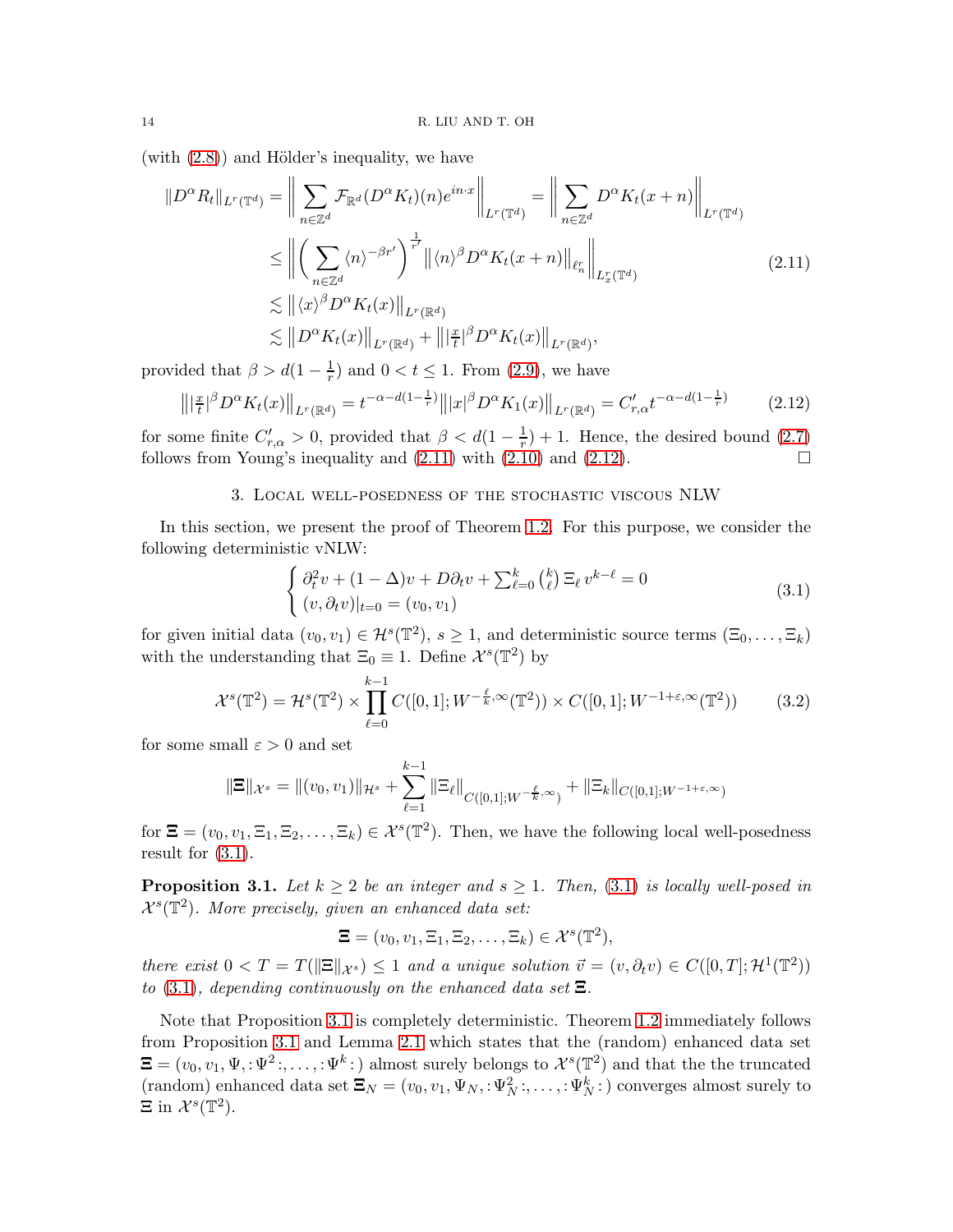(with (2.8)) and Hölder's inequality, we have

$$
\begin{aligned}
\|D^\alpha R_t\|_{L^r(\mathbb{T}^d)} &= \bigg\| \sum_{n\in\mathbb{Z}^d} \mathcal{F}_{\mathbb{R}^d}(D^\alpha K_t)(n) e^{in\cdot x}\bigg\|_{L^r(\mathbb{T}^d)} = \bigg\| \sum_{n\in\mathbb{Z}^d} D^\alpha K_t(x+n)\bigg\|_{L^r(\mathbb{T}^d)} \\
&\le \bigg\| \bigg( \sum_{n\in\mathbb{Z}^d} \langle n\rangle^{-\beta r'}\bigg)^{\frac{1}{r'}} \big\| \langle n\rangle^\beta D^\alpha K_t(x+n)\big\|_{\ell^r_n}\bigg\|_{L^r_x(\mathbb{T}^d)} \\
&\lesssim \big\| \langle x\rangle^\beta D^\alpha K_t(x)\big\|_{L^r(\mathbb{R}^d)} \\
&\lesssim \big\| D^\alpha K_t(x)\big\|_{L^r(\mathbb{R}^d)} + \big\| |\tfrac{x}{t}|^\beta D^\alpha K_t(x)\big\|_{L^r(\mathbb{R}^d)},
\end{aligned}
\tag{2.11}
$$

provided that $\beta > d(1-\frac{1}{r})$ and $0 < t \le 1$. From (2.9), we have

$$
\big\| |\tfrac{x}{t}|^\beta D^\alpha K_t(x)\big\|_{L^r(\mathbb{R}^d)} = t^{-\alpha - d(1-\frac{1}{r})} \big\| |x|^\beta D^\alpha K_1(x)\big\|_{L^r(\mathbb{R}^d)} = C'_{r,\alpha} t^{-\alpha-d(1-\frac{1}{r})}
\tag{2.12}
$$

for some finite $C'_{r,\alpha} > 0$, provided that $\beta < d(1-\frac{1}{r}) + 1$. Hence, the desired bound (2.7) follows from Young's inequality and (2.11) with (2.10) and (2.12). $\square$

## 3. Local well-posedness of the stochastic viscous NLW

In this section, we present the proof of Theorem 1.2. For this purpose, we consider the following deterministic vNLW:

$$
\begin{cases}
\partial_t^2 v + (1-\Delta) v + D\partial_t v + \sum_{\ell=0}^k \binom{k}{\ell} \Xi_\ell \, v^{k-\ell} = 0 \\
(v, \partial_t v)|_{t=0} = (v_0, v_1)
\end{cases}
\tag{3.1}
$$

for given initial data $(v_0, v_1) \in \mathcal{H}^s(\mathbb{T}^2)$, $s \ge 1$, and deterministic source terms $(\Xi_0, \dots, \Xi_k)$ with the understanding that $\Xi_0 \equiv 1$. Define $\mathcal{X}^s(\mathbb{T}^2)$ by

$$
\mathcal{X}^s(\mathbb{T}^2) = \mathcal{H}^s(\mathbb{T}^2) \times \prod_{\ell=0}^{k-1} C([0,1]; W^{-\frac{\ell}{k},\infty}(\mathbb{T}^2)) \times C([0,1]; W^{-1+\varepsilon,\infty}(\mathbb{T}^2))
\tag{3.2}
$$

for some small $\varepsilon > 0$ and set

$$
\|\mathbf{\Xi}\|_{\mathcal{X}^s} = \|(v_0,v_1)\|_{\mathcal{H}^s} + \sum_{\ell=1}^{k-1} \|\Xi_\ell\|_{C([0,1]; W^{-\frac{\ell}{k},\infty})} + \|\Xi_k\|_{C([0,1]; W^{-1+\varepsilon,\infty})}
$$

for $\mathbf{\Xi} = (v_0, v_1, \Xi_1, \Xi_2, \dots, \Xi_k) \in \mathcal{X}^s(\mathbb{T}^2)$. Then, we have the following local well-posedness result for (3.1).

**Proposition 3.1.** *Let $k \ge 2$ be an integer and $s \ge 1$. Then, (3.1) is locally well-posed in $\mathcal{X}^s(\mathbb{T}^2)$. More precisely, given an enhanced data set:*

$$
\mathbf{\Xi} = (v_0, v_1, \Xi_1, \Xi_2, \dots, \Xi_k) \in \mathcal{X}^s(\mathbb{T}^2),
$$

*there exist $0 < T = T(\|\mathbf{\Xi}\|_{\mathcal{X}^s}) \le 1$ and a unique solution $\vec{v} = (v, \partial_t v) \in C([0,T]; \mathcal{H}^1(\mathbb{T}^2))$ to (3.1), depending continuously on the enhanced data set $\mathbf{\Xi}$.*

Note that Proposition 3.1 is completely deterministic. Theorem 1.2 immediately follows from Proposition 3.1 and Lemma 2.1 which states that the (random) enhanced data set $\mathbf{\Xi} = (v_0, v_1, \Psi, :\!\Psi^2\!:, \dots, :\!\Psi^k\!:)$ almost surely belongs to $\mathcal{X}^s(\mathbb{T}^2)$ and that the the truncated (random) enhanced data set $\mathbf{\Xi}_N = (v_0, v_1, \Psi_N, :\!\Psi_N^2\!:, \dots, :\!\Psi_N^k\!:)$ converges almost surely to $\mathbf{\Xi}$ in $\mathcal{X}^s(\mathbb{T}^2)$.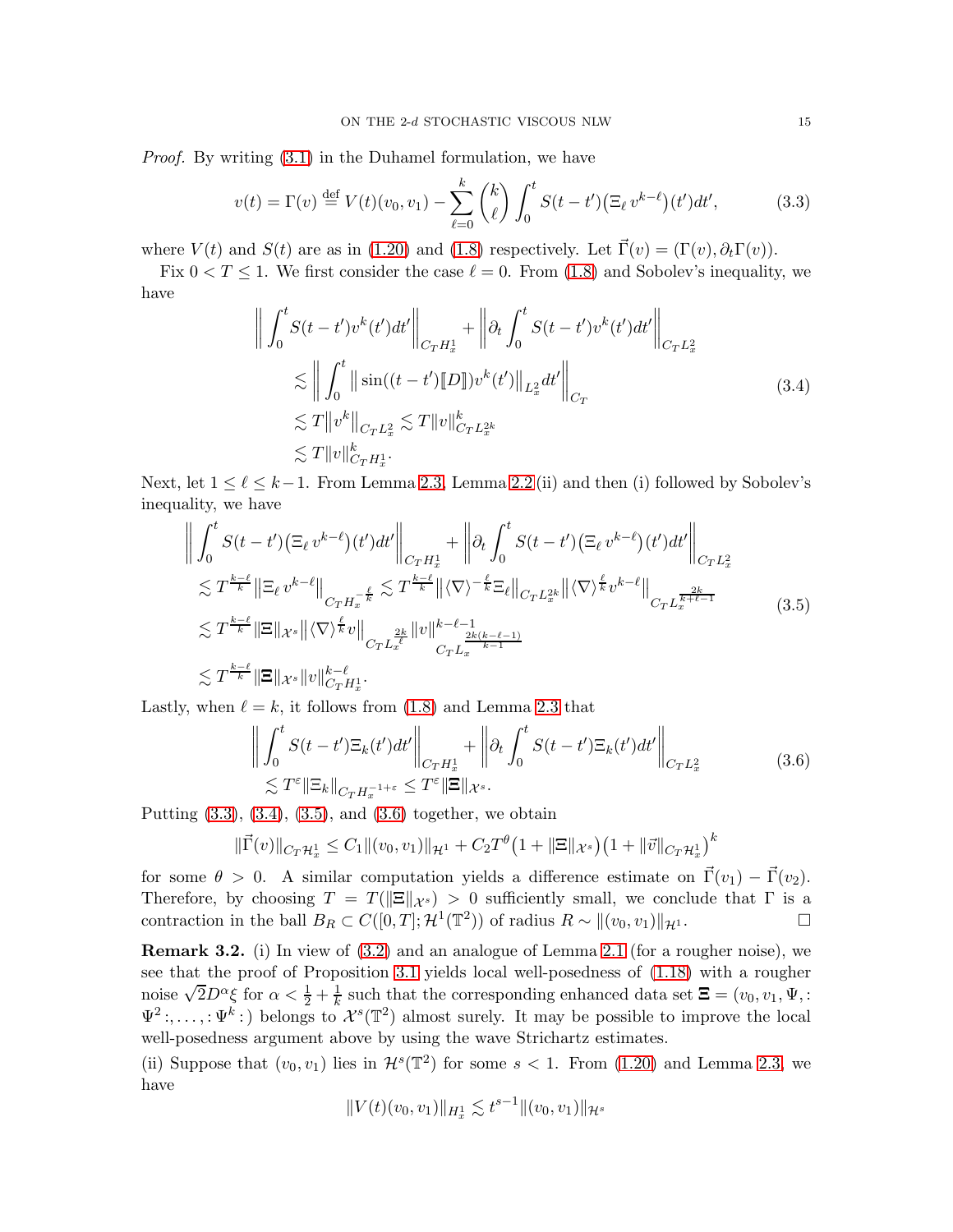*Proof.* By writing (3.1) in the Duhamel formulation, we have

$$v(t) = \Gamma(v) \stackrel{\text{def}}{=} V(t)(v_0, v_1) - \sum_{\ell=0}^{k} \binom{k}{\ell} \int_0^t S(t-t')\big(\Xi_\ell\, v^{k-\ell}\big)(t')dt', \tag{3.3}$$

where $V(t)$ and $S(t)$ are as in (1.20) and (1.8) respectively. Let $\vec{\Gamma}(v) = (\Gamma(v), \partial_t \Gamma(v))$.

Fix $0 < T \leq 1$. We first consider the case $\ell = 0$. From (1.8) and Sobolev's inequality, we have

$$\begin{aligned}
\bigg\| \int_0^t S(t-t')v^k(t')dt' \bigg\|_{C_T H^1_x} &+ \bigg\| \partial_t \int_0^t S(t-t')v^k(t')dt' \bigg\|_{C_T L^2_x} \\
&\lesssim \bigg\| \int_0^t \big\| \sin((t-t')[\![D]\!])v^k(t') \big\|_{L^2_x} dt' \bigg\|_{C_T} \\
&\lesssim T \big\| v^k \big\|_{C_T L^2_x} \lesssim T \|v\|^k_{C_T L^{2k}_x} \\
&\lesssim T \|v\|^k_{C_T H^1_x}.
\end{aligned} \tag{3.4}$$

Next, let $1 \leq \ell \leq k-1$. From Lemma 2.3, Lemma 2.2 (ii) and then (i) followed by Sobolev's inequality, we have

$$\begin{aligned}
\bigg\| \int_0^t S(t-t')\big(\Xi_\ell\, v^{k-\ell}\big)(t')dt' \bigg\|_{C_T H^1_x} &+ \bigg\| \partial_t \int_0^t S(t-t')\big(\Xi_\ell\, v^{k-\ell}\big)(t')dt' \bigg\|_{C_T L^2_x} \\
&\lesssim T^{\frac{k-\ell}{k}} \big\| \Xi_\ell\, v^{k-\ell} \big\|_{C_T H_x^{-\frac{\ell}{k}}} \lesssim T^{\frac{k-\ell}{k}} \big\| \langle \nabla \rangle^{-\frac{\ell}{k}} \Xi_\ell \big\|_{C_T L^{2k}_x} \big\| \langle \nabla \rangle^{\frac{\ell}{k}} v^{k-\ell} \big\|_{C_T L_x^{\frac{2k}{k+\ell-1}}} \\
&\lesssim T^{\frac{k-\ell}{k}} \|\Xi\|_{\mathcal{X}^s} \big\| \langle \nabla \rangle^{\frac{\ell}{k}} v \big\|_{C_T L_x^{\frac{2k}{\ell}}} \|v\|^{k-\ell-1}_{C_T L_x^{\frac{2k(k-\ell-1)}{k-1}}} \\
&\lesssim T^{\frac{k-\ell}{k}} \|\boldsymbol{\Xi}\|_{\mathcal{X}^s} \|v\|^{k-\ell}_{C_T H^1_x}.
\end{aligned} \tag{3.5}$$

Lastly, when $\ell = k$, it follows from (1.8) and Lemma 2.3 that

$$\begin{aligned}
\bigg\| \int_0^t S(t-t')\Xi_k(t')dt' \bigg\|_{C_T H^1_x} &+ \bigg\| \partial_t \int_0^t S(t-t')\Xi_k(t')dt' \bigg\|_{C_T L^2_x} \\
&\lesssim T^\varepsilon \|\Xi_k\|_{C_T H_x^{-1+\varepsilon}} \leq T^\varepsilon \|\boldsymbol{\Xi}\|_{\mathcal{X}^s}.
\end{aligned} \tag{3.6}$$

Putting (3.3), (3.4), (3.5), and (3.6) together, we obtain

$$\|\vec{\Gamma}(v)\|_{C_T \mathcal{H}^1_x} \leq C_1 \|(v_0, v_1)\|_{\mathcal{H}^1} + C_2 T^\theta \big(1 + \|\boldsymbol{\Xi}\|_{\mathcal{X}^s}\big)\big(1 + \|\vec{v}\|_{C_T \mathcal{H}^1_x}\big)^k$$

for some $\theta > 0$. A similar computation yields a difference estimate on $\vec{\Gamma}(v_1) - \vec{\Gamma}(v_2)$. Therefore, by choosing $T = T(\|\boldsymbol{\Xi}\|_{\mathcal{X}^s}) > 0$ sufficiently small, we conclude that $\Gamma$ is a contraction in the ball $B_R \subset C([0,T]; \mathcal{H}^1(\mathbb{T}^2))$ of radius $R \sim \|(v_0, v_1)\|_{\mathcal{H}^1}$. $\square$

**Remark 3.2.** (i) In view of (3.2) and an analogue of Lemma 2.1 (for a rougher noise), we see that the proof of Proposition 3.1 yields local well-posedness of (1.18) with a rougher noise $\sqrt{2}D^\alpha \xi$ for $\alpha < \frac{1}{2} + \frac{1}{k}$ such that the corresponding enhanced data set $\boldsymbol{\Xi} = (v_0, v_1, \Psi, :\Psi^2:, \dots, :\Psi^k:)$ belongs to $\mathcal{X}^s(\mathbb{T}^2)$ almost surely. It may be possible to improve the local well-posedness argument above by using the wave Strichartz estimates.

(ii) Suppose that $(v_0, v_1)$ lies in $\mathcal{H}^s(\mathbb{T}^2)$ for some $s < 1$. From (1.20) and Lemma 2.3, we have

$$\|V(t)(v_0, v_1)\|_{H^1_x} \lesssim t^{s-1} \|(v_0, v_1)\|_{\mathcal{H}^s}$$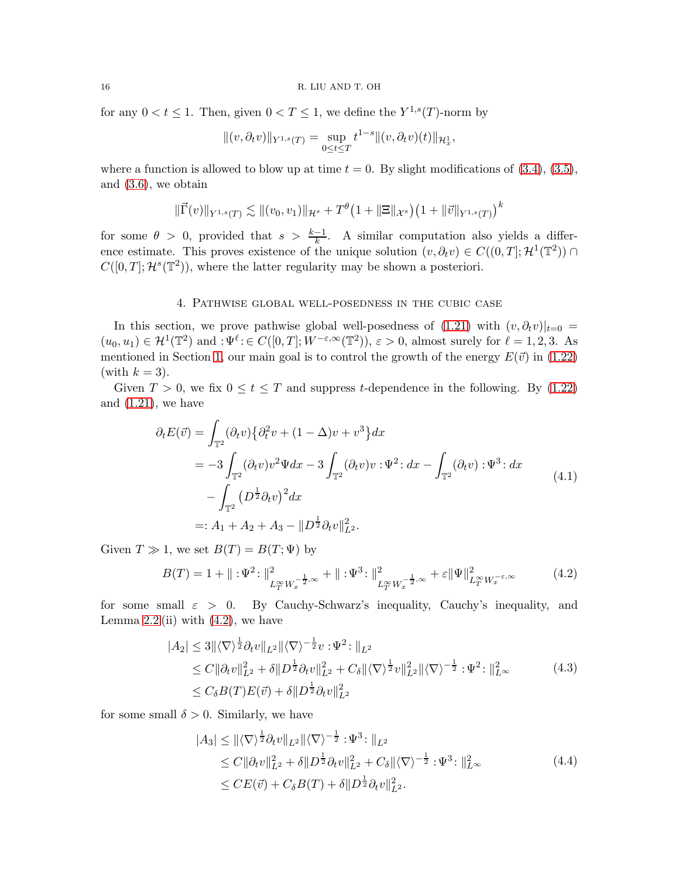for any $0 < t \le 1$. Then, given $0 < T \le 1$, we define the $Y^{1,s}(T)$-norm by

$$\|(v, \partial_t v)\|_{Y^{1,s}(T)} = \sup_{0 \le t \le T} t^{1-s} \|(v, \partial_t v)(t)\|_{\mathcal{H}^1_x},$$

where a function is allowed to blow up at time $t = 0$. By slight modifications of (3.4), (3.5), and (3.6), we obtain

$$\|\vec{\Gamma}(v)\|_{Y^{1,s}(T)} \lesssim \|(v_0, v_1)\|_{\mathcal{H}^s} + T^\theta \big(1 + \|\Xi\|_{\mathcal{X}^s}\big)\big(1 + \|\vec{v}\|_{Y^{1,s}(T)}\big)^k$$

for some $\theta > 0$, provided that $s > \frac{k-1}{k}$. A similar computation also yields a difference estimate. This proves existence of the unique solution $(v, \partial_t v) \in C((0,T]; \mathcal{H}^1(\mathbb{T}^2)) \cap C([0,T]; \mathcal{H}^s(\mathbb{T}^2))$, where the latter regularity may be shown a posteriori.

## 4. Pathwise global well-posedness in the cubic case

In this section, we prove pathwise global well-posedness of (1.21) with $(v, \partial_t v)|_{t=0} = (u_0, u_1) \in \mathcal{H}^1(\mathbb{T}^2)$ and $:\!\Psi^\ell\!: \in C([0,T]; W^{-\varepsilon,\infty}(\mathbb{T}^2))$, $\varepsilon > 0$, almost surely for $\ell = 1, 2, 3$. As mentioned in Section 1, our main goal is to control the growth of the energy $E(\vec{v})$ in (1.22) (with $k = 3$).

Given $T > 0$, we fix $0 \le t \le T$ and suppress $t$-dependence in the following. By (1.22) and (1.21), we have

$$\begin{aligned}
\partial_t E(\vec{v}) &= \int_{\mathbb{T}^2} (\partial_t v)\big\{\partial_t^2 v + (1-\Delta) v + v^3\big\} dx \\
&= -3 \int_{\mathbb{T}^2} (\partial_t v) v^2 \Psi dx - 3 \int_{\mathbb{T}^2} (\partial_t v) v :\!\Psi^2\!: dx - \int_{\mathbb{T}^2} (\partial_t v) :\!\Psi^3\!: dx \\
&\quad - \int_{\mathbb{T}^2} \big(D^{\frac{1}{2}} \partial_t v\big)^2 dx \\
&=: A_1 + A_2 + A_3 - \|D^{\frac{1}{2}} \partial_t v\|_{L^2}^2.
\end{aligned} \tag{4.1}$$

Given $T \gg 1$, we set $B(T) = B(T; \Psi)$ by

$$B(T) = 1 + \| :\!\Psi^2\!: \|^2_{L^\infty_T W_x^{-\frac{1}{2},\infty}} + \| :\!\Psi^3\!: \|^2_{L^\infty_T W_x^{-\frac{1}{2},\infty}} + \varepsilon \|\Psi\|^2_{L^\infty_T W_x^{-\varepsilon,\infty}} \tag{4.2}$$

for some small $\varepsilon > 0$. By Cauchy-Schwarz's inequality, Cauchy's inequality, and Lemma 2.2 (ii) with (4.2), we have

$$\begin{aligned}
|A_2| &\le 3 \|\langle \nabla \rangle^{\frac{1}{2}} \partial_t v\|_{L^2} \|\langle \nabla \rangle^{-\frac{1}{2}} v :\!\Psi^2\!: \|_{L^2} \\
&\le C \|\partial_t v\|_{L^2}^2 + \delta \|D^{\frac{1}{2}} \partial_t v\|_{L^2}^2 + C_\delta \|\langle \nabla \rangle^{\frac{1}{2}} v\|_{L^2}^2 \|\langle \nabla \rangle^{-\frac{1}{2}} :\!\Psi^2\!: \|_{L^\infty}^2 \\
&\le C_\delta B(T) E(\vec{v}) + \delta \|D^{\frac{1}{2}} \partial_t v\|_{L^2}^2
\end{aligned} \tag{4.3}$$

for some small $\delta > 0$. Similarly, we have

$$\begin{aligned}
|A_3| &\le \|\langle \nabla \rangle^{\frac{1}{2}} \partial_t v\|_{L^2} \|\langle \nabla \rangle^{-\frac{1}{2}} :\!\Psi^3\!: \|_{L^2} \\
&\le C \|\partial_t v\|_{L^2}^2 + \delta \|D^{\frac{1}{2}} \partial_t v\|_{L^2}^2 + C_\delta \|\langle \nabla \rangle^{-\frac{1}{2}} :\!\Psi^3\!: \|_{L^\infty}^2 \\
&\le C E(\vec{v}) + C_\delta B(T) + \delta \|D^{\frac{1}{2}} \partial_t v\|_{L^2}^2.
\end{aligned} \tag{4.4}$$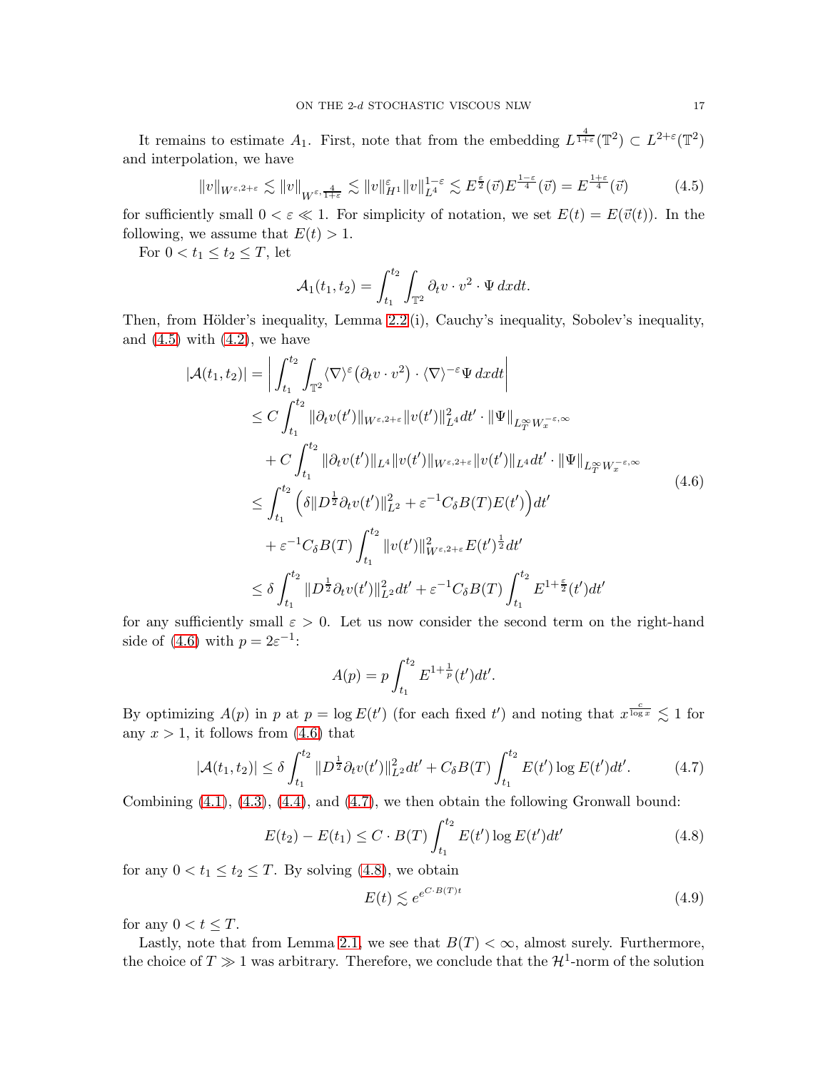It remains to estimate $A_1$. First, note that from the embedding $L^{\frac{4}{1+\varepsilon}}(\mathbb{T}^2) \subset L^{2+\varepsilon}(\mathbb{T}^2)$ and interpolation, we have

$$\|v\|_{W^{\varepsilon,2+\varepsilon}} \lesssim \|v\|_{W^{\varepsilon,\frac{4}{1+\varepsilon}}} \lesssim \|v\|_{H^1}^{\varepsilon}\|v\|_{L^4}^{1-\varepsilon} \lesssim E^{\frac{\varepsilon}{2}}(\vec{v})E^{\frac{1-\varepsilon}{4}}(\vec{v}) = E^{\frac{1+\varepsilon}{4}}(\vec{v}) \tag{4.5}$$

for sufficiently small $0 < \varepsilon \ll 1$. For simplicity of notation, we set $E(t) = E(\vec{v}(t))$. In the following, we assume that $E(t) > 1$.

For $0 < t_1 \leq t_2 \leq T$, let

$$\mathcal{A}_1(t_1, t_2) = \int_{t_1}^{t_2}\int_{\mathbb{T}^2} \partial_t v \cdot v^2 \cdot \Psi \, dxdt.$$

Then, from Hölder's inequality, Lemma 2.2(i), Cauchy's inequality, Sobolev's inequality, and (4.5) with (4.2), we have

$$\begin{aligned}
|\mathcal{A}(t_1,t_2)| &= \bigg| \int_{t_1}^{t_2}\int_{\mathbb{T}^2} \langle\nabla\rangle^{\varepsilon}\big(\partial_t v \cdot v^2\big)\cdot \langle\nabla\rangle^{-\varepsilon}\Psi \, dxdt\bigg| \\
&\leq C\int_{t_1}^{t_2} \|\partial_t v(t')\|_{W^{\varepsilon,2+\varepsilon}}\|v(t')\|_{L^4}^2 dt' \cdot \|\Psi\|_{L^\infty_T W^{-\varepsilon,\infty}_x} \\
&\quad + C\int_{t_1}^{t_2} \|\partial_t v(t')\|_{L^4}\|v(t')\|_{W^{\varepsilon,2+\varepsilon}}\|v(t')\|_{L^4} dt' \cdot \|\Psi\|_{L^\infty_T W^{-\varepsilon,\infty}_x} \\
&\leq \int_{t_1}^{t_2}\Big(\delta\|D^{\frac{1}{2}}\partial_t v(t')\|_{L^2}^2 + \varepsilon^{-1}C_\delta B(T)E(t')\Big)dt' \\
&\quad + \varepsilon^{-1}C_\delta B(T)\int_{t_1}^{t_2}\|v(t')\|_{W^{\varepsilon,2+\varepsilon}}^2 E(t')^{\frac{1}{2}}dt' \\
&\leq \delta\int_{t_1}^{t_2}\|D^{\frac{1}{2}}\partial_t v(t')\|_{L^2}^2 dt' + \varepsilon^{-1}C_\delta B(T)\int_{t_1}^{t_2} E^{1+\frac{\varepsilon}{2}}(t')dt'
\end{aligned} \tag{4.6}$$

for any sufficiently small $\varepsilon > 0$. Let us now consider the second term on the right-hand side of (4.6) with $p = 2\varepsilon^{-1}$:

$$A(p) = p\int_{t_1}^{t_2} E^{1+\frac{1}{p}}(t')dt'.$$

By optimizing $A(p)$ in $p$ at $p = \log E(t')$ (for each fixed $t'$) and noting that $x^{\frac{c}{\log x}} \lesssim 1$ for any $x > 1$, it follows from (4.6) that

$$|\mathcal{A}(t_1,t_2)| \leq \delta\int_{t_1}^{t_2}\|D^{\frac{1}{2}}\partial_t v(t')\|_{L^2}^2 dt' + C_\delta B(T)\int_{t_1}^{t_2} E(t')\log E(t')dt'. \tag{4.7}$$

Combining (4.1), (4.3), (4.4), and (4.7), we then obtain the following Gronwall bound:

$$E(t_2) - E(t_1) \leq C \cdot B(T)\int_{t_1}^{t_2} E(t')\log E(t')dt' \tag{4.8}$$

for any $0 < t_1 \leq t_2 \leq T$. By solving (4.8), we obtain

$$E(t) \lesssim e^{e^{C\cdot B(T)t}} \tag{4.9}$$

for any $0 < t \leq T$.

Lastly, note that from Lemma 2.1, we see that $B(T) < \infty$, almost surely. Furthermore, the choice of $T \gg 1$ was arbitrary. Therefore, we conclude that the $\mathcal{H}^1$-norm of the solution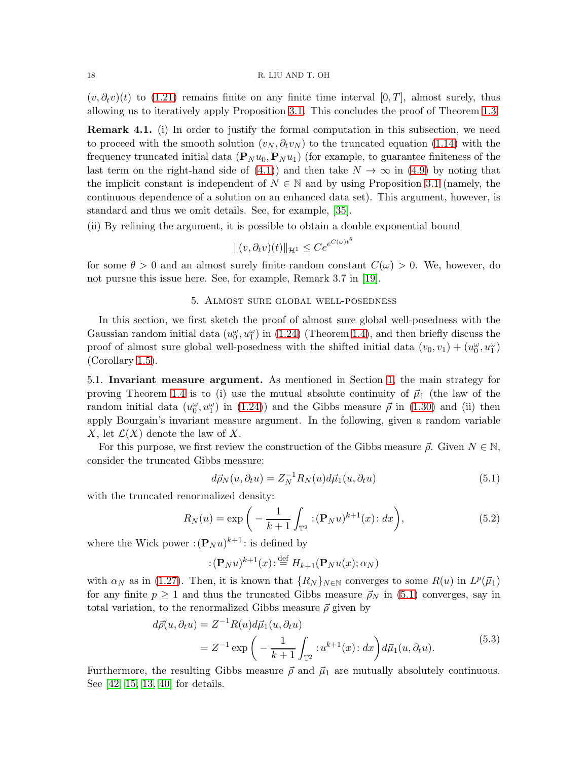$(v, \partial_t v)(t)$ to (1.21) remains finite on any finite time interval $[0, T]$, almost surely, thus allowing us to iteratively apply Proposition 3.1. This concludes the proof of Theorem 1.3.

**Remark 4.1.** (i) In order to justify the formal computation in this subsection, we need to proceed with the smooth solution $(v_N, \partial_t v_N)$ to the truncated equation (1.14) with the frequency truncated initial data $(\mathbf{P}_N u_0, \mathbf{P}_N u_1)$ (for example, to guarantee finiteness of the last term on the right-hand side of (4.1)) and then take $N \to \infty$ in (4.9) by noting that the implicit constant is independent of $N \in \mathbb{N}$ and by using Proposition 3.1 (namely, the continuous dependence of a solution on an enhanced data set). This argument, however, is standard and thus we omit details. See, for example, [35].

(ii) By refining the argument, it is possible to obtain a double exponential bound

$$\|(v, \partial_t v)(t)\|_{\mathcal{H}^1} \le C e^{e^{C(\omega) t^\theta}}$$

for some $\theta > 0$ and an almost surely finite random constant $C(\omega) > 0$. We, however, do not pursue this issue here. See, for example, Remark 3.7 in [19].

## 5. Almost sure global well-posedness

In this section, we first sketch the proof of almost sure global well-posedness with the Gaussian random initial data $(u_0^\omega, u_1^\omega)$ in (1.24) (Theorem 1.4), and then briefly discuss the proof of almost sure global well-posedness with the shifted initial data $(v_0, v_1) + (u_0^\omega, u_1^\omega)$ (Corollary 1.5).

### 5.1. Invariant measure argument.

As mentioned in Section 1, the main strategy for proving Theorem 1.4 is to (i) use the mutual absolute continuity of $\vec{\mu}_1$ (the law of the random initial data $(u_0^\omega, u_1^\omega)$ in (1.24)) and the Gibbs measure $\vec{\rho}$ in (1.30) and (ii) then apply Bourgain's invariant measure argument. In the following, given a random variable $X$, let $\mathcal{L}(X)$ denote the law of $X$.

For this purpose, we first review the construction of the Gibbs measure $\vec{\rho}$. Given $N \in \mathbb{N}$, consider the truncated Gibbs measure:

$$d\vec{\rho}_N(u, \partial_t u) = Z_N^{-1} R_N(u) d\vec{\mu}_1(u, \partial_t u) \tag{5.1}$$

with the truncated renormalized density:

$$R_N(u) = \exp\bigg( - \frac{1}{k+1} \int_{\mathbb{T}^2} :(\mathbf{P}_N u)^{k+1}(x): dx \bigg), \tag{5.2}$$

where the Wick power $:(\mathbf{P}_N u)^{k+1}:$ is defined by

$$:(\mathbf{P}_N u)^{k+1}(x): \stackrel{\text{def}}{=} H_{k+1}(\mathbf{P}_N u(x); \alpha_N)$$

with $\alpha_N$ as in (1.27). Then, it is known that $\{R_N\}_{N\in\mathbb{N}}$ converges to some $R(u)$ in $L^p(\vec{\mu}_1)$ for any finite $p \ge 1$ and thus the truncated Gibbs measure $\vec{\rho}_N$ in (5.1) converges, say in total variation, to the renormalized Gibbs measure $\vec{\rho}$ given by

$$\begin{aligned} d\vec{\rho}(u, \partial_t u) &= Z^{-1} R(u) d\vec{\mu}_1(u, \partial_t u) \\ &= Z^{-1} \exp\bigg( - \frac{1}{k+1} \int_{\mathbb{T}^2} :u^{k+1}(x): dx \bigg) d\vec{\mu}_1(u, \partial_t u). \end{aligned} \tag{5.3}$$

Furthermore, the resulting Gibbs measure $\vec{\rho}$ and $\vec{\mu}_1$ are mutually absolutely continuous. See [42, 15, 13, 40] for details.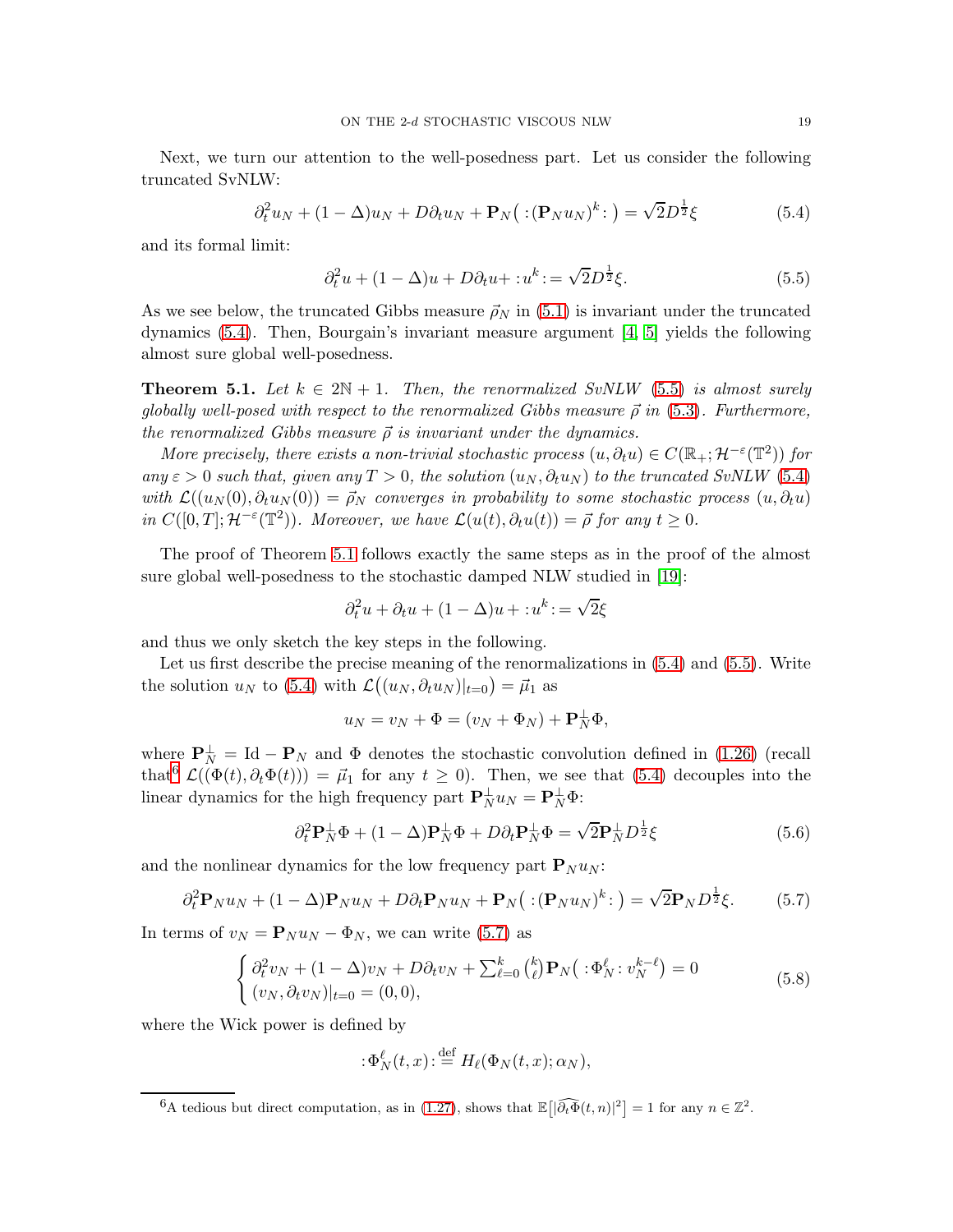Next, we turn our attention to the well-posedness part. Let us consider the following truncated SvNLW:

$$\partial_t^2 u_N + (1-\Delta)u_N + D\partial_t u_N + \mathbf{P}_N\big( :(\mathbf{P}_N u_N)^k: \big) = \sqrt{2}D^{\frac{1}{2}}\xi \tag{5.4}$$

and its formal limit:

$$\partial_t^2 u + (1-\Delta)u + D\partial_t u + :u^k: = \sqrt{2}D^{\frac{1}{2}}\xi. \tag{5.5}$$

As we see below, the truncated Gibbs measure $\vec{\rho}_N$ in (5.1) is invariant under the truncated dynamics (5.4). Then, Bourgain's invariant measure argument [4, 5] yields the following almost sure global well-posedness.

**Theorem 5.1.** *Let $k \in 2\mathbb{N}+1$. Then, the renormalized SvNLW (5.5) is almost surely globally well-posed with respect to the renormalized Gibbs measure $\vec{\rho}$ in (5.3). Furthermore, the renormalized Gibbs measure $\vec{\rho}$ is invariant under the dynamics.*

*More precisely, there exists a non-trivial stochastic process $(u, \partial_t u) \in C(\mathbb{R}_+; \mathcal{H}^{-\varepsilon}(\mathbb{T}^2))$ for any $\varepsilon > 0$ such that, given any $T > 0$, the solution $(u_N, \partial_t u_N)$ to the truncated SvNLW (5.4) with $\mathcal{L}((u_N(0), \partial_t u_N(0)) = \vec{\rho}_N$ converges in probability to some stochastic process $(u, \partial_t u)$ in $C([0,T]; \mathcal{H}^{-\varepsilon}(\mathbb{T}^2))$. Moreover, we have $\mathcal{L}(u(t), \partial_t u(t)) = \vec{\rho}$ for any $t \geq 0$.*

The proof of Theorem 5.1 follows exactly the same steps as in the proof of the almost sure global well-posedness to the stochastic damped NLW studied in [19]:

$$\partial_t^2 u + \partial_t u + (1-\Delta)u + :u^k: = \sqrt{2}\xi$$

and thus we only sketch the key steps in the following.

Let us first describe the precise meaning of the renormalizations in (5.4) and (5.5). Write the solution $u_N$ to (5.4) with $\mathcal{L}\big((u_N, \partial_t u_N)|_{t=0}\big) = \vec{\mu}_1$ as

$$u_N = v_N + \Phi = (v_N + \Phi_N) + \mathbf{P}_N^\perp \Phi,$$

where $\mathbf{P}_N^\perp = \mathrm{Id} - \mathbf{P}_N$ and $\Phi$ denotes the stochastic convolution defined in (1.26) (recall that[6] $\mathcal{L}((\Phi(t), \partial_t \Phi(t))) = \vec{\mu}_1$ for any $t \geq 0$). Then, we see that (5.4) decouples into the linear dynamics for the high frequency part $\mathbf{P}_N^\perp u_N = \mathbf{P}_N^\perp \Phi$:

$$\partial_t^2 \mathbf{P}_N^\perp \Phi + (1-\Delta)\mathbf{P}_N^\perp \Phi + D\partial_t \mathbf{P}_N^\perp \Phi = \sqrt{2}\mathbf{P}_N^\perp D^{\frac{1}{2}}\xi \tag{5.6}$$

and the nonlinear dynamics for the low frequency part $\mathbf{P}_N u_N$:

$$\partial_t^2 \mathbf{P}_N u_N + (1-\Delta)\mathbf{P}_N u_N + D\partial_t \mathbf{P}_N u_N + \mathbf{P}_N\big( :(\mathbf{P}_N u_N)^k: \big) = \sqrt{2}\mathbf{P}_N D^{\frac{1}{2}}\xi. \tag{5.7}$$

In terms of $v_N = \mathbf{P}_N u_N - \Phi_N$, we can write (5.7) as

$$\begin{cases} \partial_t^2 v_N + (1-\Delta)v_N + D\partial_t v_N + \sum_{\ell=0}^k \binom{k}{\ell} \mathbf{P}_N\big( :\Phi_N^\ell: v_N^{k-\ell} \big) = 0 \\ (v_N, \partial_t v_N)|_{t=0} = (0,0), \end{cases} \tag{5.8}$$

where the Wick power is defined by

$$:\Phi_N^\ell(t,x): \stackrel{\text{def}}{=} H_\ell(\Phi_N(t,x); \alpha_N),$$

[6] A tedious but direct computation, as in (1.27), shows that $\mathbb{E}\big[|\widehat{\partial_t \Phi}(t,n)|^2\big] = 1$ for any $n \in \mathbb{Z}^2$.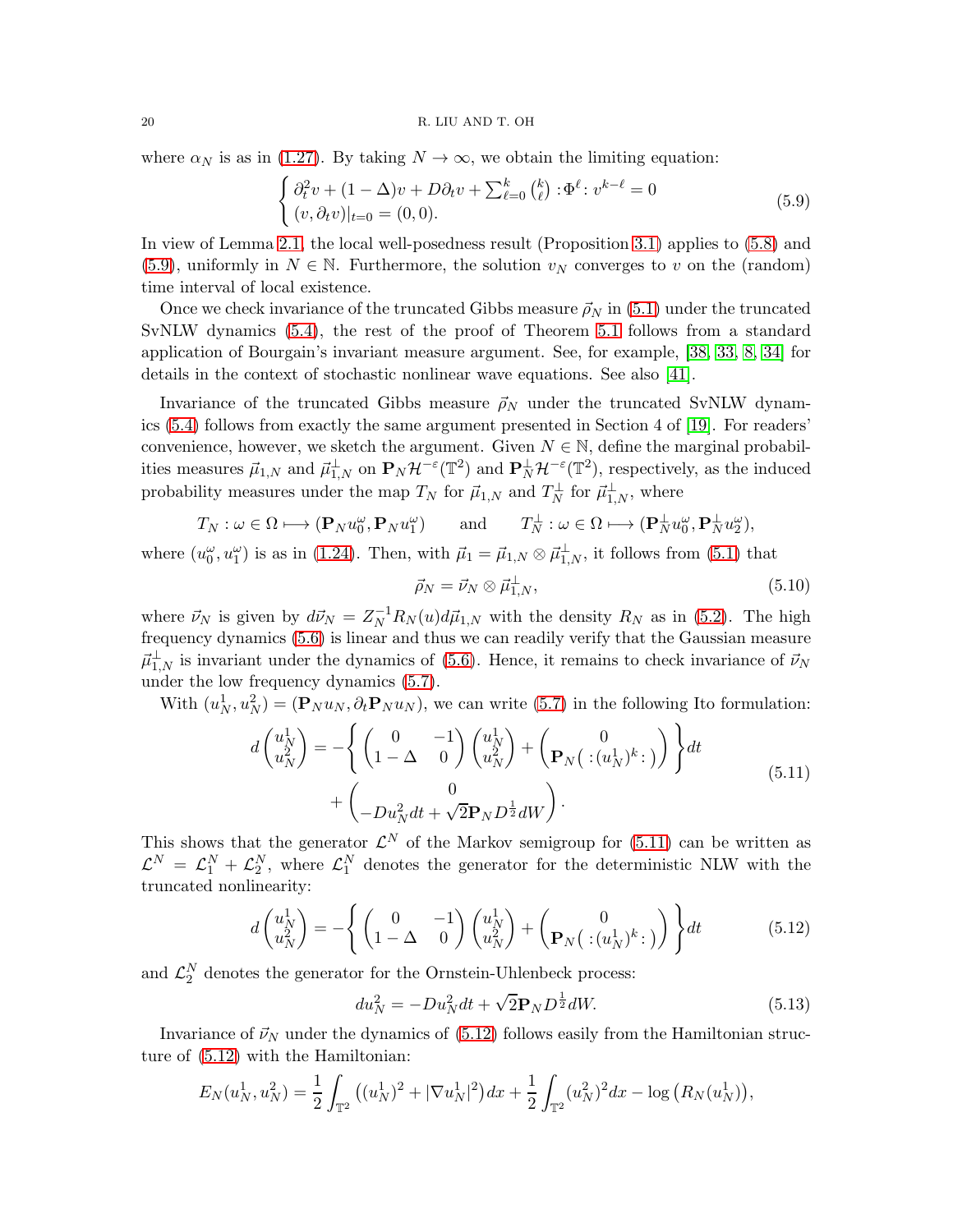where $\alpha_N$ is as in (1.27). By taking $N \to \infty$, we obtain the limiting equation:

$$
\begin{cases} \partial_t^2 v + (1-\Delta)v + D\partial_t v + \sum_{\ell=0}^k \binom{k}{\ell} :\Phi^\ell: v^{k-\ell} = 0 \\ (v, \partial_t v)|_{t=0} = (0,0). \end{cases} \tag{5.9}
$$

In view of Lemma 2.1, the local well-posedness result (Proposition 3.1) applies to (5.8) and (5.9), uniformly in $N \in \mathbb{N}$. Furthermore, the solution $v_N$ converges to $v$ on the (random) time interval of local existence.

Once we check invariance of the truncated Gibbs measure $\vec{\rho}_N$ in (5.1) under the truncated SvNLW dynamics (5.4), the rest of the proof of Theorem 5.1 follows from a standard application of Bourgain's invariant measure argument. See, for example, [38, 33, 8, 34] for details in the context of stochastic nonlinear wave equations. See also [41].

Invariance of the truncated Gibbs measure $\vec{\rho}_N$ under the truncated SvNLW dynamics (5.4) follows from exactly the same argument presented in Section 4 of [19]. For readers' convenience, however, we sketch the argument. Given $N \in \mathbb{N}$, define the marginal probabilities measures $\vec{\mu}_{1,N}$ and $\vec{\mu}_{1,N}^\perp$ on $\mathbf{P}_N \mathcal{H}^{-\varepsilon}(\mathbb{T}^2)$ and $\mathbf{P}_N^\perp \mathcal{H}^{-\varepsilon}(\mathbb{T}^2)$, respectively, as the induced probability measures under the map $T_N$ for $\vec{\mu}_{1,N}$ and $T_N^\perp$ for $\vec{\mu}_{1,N}^\perp$, where

$$
T_N : \omega \in \Omega \longmapsto (\mathbf{P}_N u_0^\omega, \mathbf{P}_N u_1^\omega) \qquad \text{and} \qquad T_N^\perp : \omega \in \Omega \longmapsto (\mathbf{P}_N^\perp u_0^\omega, \mathbf{P}_N^\perp u_2^\omega),
$$

where $(u_0^\omega, u_1^\omega)$ is as in (1.24). Then, with $\vec{\mu}_1 = \vec{\mu}_{1,N} \otimes \vec{\mu}_{1,N}^\perp$, it follows from (5.1) that

$$
\vec{\rho}_N = \vec{\nu}_N \otimes \vec{\mu}_{1,N}^\perp, \tag{5.10}
$$

where $\vec{\nu}_N$ is given by $d\vec{\nu}_N = Z_N^{-1} R_N(u) d\vec{\mu}_{1,N}$ with the density $R_N$ as in (5.2). The high frequency dynamics (5.6) is linear and thus we can readily verify that the Gaussian measure $\vec{\mu}_{1,N}^\perp$ is invariant under the dynamics of (5.6). Hence, it remains to check invariance of $\vec{\nu}_N$ under the low frequency dynamics (5.7).

With $(u_N^1, u_N^2) = (\mathbf{P}_N u_N, \partial_t \mathbf{P}_N u_N)$, we can write (5.7) in the following Ito formulation:

$$
\begin{aligned}
d\begin{pmatrix} u_N^1 \\ u_N^2 \end{pmatrix} = -\Bigg\{ \begin{pmatrix} 0 & -1 \\ 1-\Delta & 0 \end{pmatrix} \begin{pmatrix} u_N^1 \\ u_N^2 \end{pmatrix} + \begin{pmatrix} 0 \\ \mathbf{P}_N\big( :(u_N^1)^k: \big) \end{pmatrix} \Bigg\} dt \\
+ \begin{pmatrix} 0 \\ -Du_N^2 dt + \sqrt{2}\mathbf{P}_N D^{\frac{1}{2}} dW \end{pmatrix}.
\end{aligned} \tag{5.11}
$$

This shows that the generator $\mathcal{L}^N$ of the Markov semigroup for (5.11) can be written as $\mathcal{L}^N = \mathcal{L}_1^N + \mathcal{L}_2^N$, where $\mathcal{L}_1^N$ denotes the generator for the deterministic NLW with the truncated nonlinearity:

$$
d\begin{pmatrix} u_N^1 \\ u_N^2 \end{pmatrix} = -\Bigg\{ \begin{pmatrix} 0 & -1 \\ 1-\Delta & 0 \end{pmatrix} \begin{pmatrix} u_N^1 \\ u_N^2 \end{pmatrix} + \begin{pmatrix} 0 \\ \mathbf{P}_N\big( :(u_N^1)^k: \big) \end{pmatrix} \Bigg\} dt \tag{5.12}
$$

and $\mathcal{L}_2^N$ denotes the generator for the Ornstein-Uhlenbeck process:

$$
du_N^2 = -Du_N^2 dt + \sqrt{2}\mathbf{P}_N D^{\frac{1}{2}} dW. \tag{5.13}
$$

Invariance of $\vec{\nu}_N$ under the dynamics of (5.12) follows easily from the Hamiltonian structure of (5.12) with the Hamiltonian:

$$
E_N(u_N^1, u_N^2) = \frac{1}{2}\int_{\mathbb{T}^2} \big( (u_N^1)^2 + |\nabla u_N^1|^2 \big) dx + \frac{1}{2}\int_{\mathbb{T}^2} (u_N^2)^2 dx - \log\big( R_N(u_N^1) \big),
$$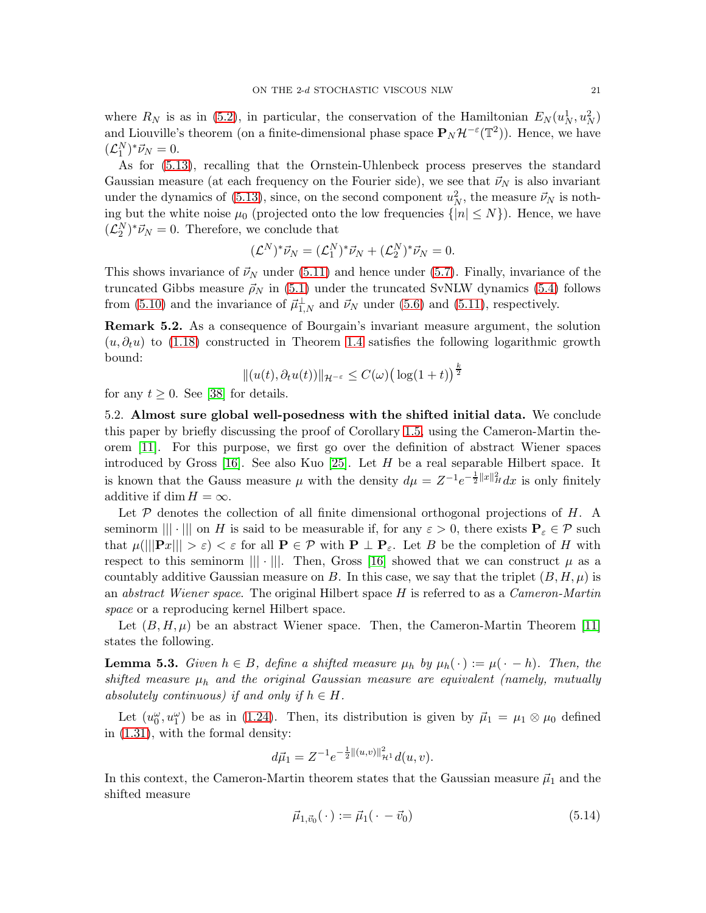where $R_N$ is as in (5.2), in particular, the conservation of the Hamiltonian $E_N(u_N^1, u_N^2)$ and Liouville's theorem (on a finite-dimensional phase space $\mathbf{P}_N \mathcal{H}^{-\varepsilon}(\mathbb{T}^2)$). Hence, we have $(\mathcal{L}_1^N)^* \vec{\nu}_N = 0$.

As for (5.13), recalling that the Ornstein-Uhlenbeck process preserves the standard Gaussian measure (at each frequency on the Fourier side), we see that $\vec{\nu}_N$ is also invariant under the dynamics of (5.13), since, on the second component $u_N^2$, the measure $\vec{\nu}_N$ is nothing but the white noise $\mu_0$ (projected onto the low frequencies $\{|n| \le N\}$). Hence, we have $(\mathcal{L}_2^N)^* \vec{\nu}_N = 0$. Therefore, we conclude that

$$(\mathcal{L}^N)^* \vec{\nu}_N = (\mathcal{L}_1^N)^* \vec{\nu}_N + (\mathcal{L}_2^N)^* \vec{\nu}_N = 0.$$

This shows invariance of $\vec{\nu}_N$ under (5.11) and hence under (5.7). Finally, invariance of the truncated Gibbs measure $\vec{\rho}_N$ in (5.1) under the truncated SvNLW dynamics (5.4) follows from (5.10) and the invariance of $\vec{\mu}_{1,N}^{\perp}$ and $\vec{\nu}_N$ under (5.6) and (5.11), respectively.

**Remark 5.2.** As a consequence of Bourgain's invariant measure argument, the solution $(u, \partial_t u)$ to (1.18) constructed in Theorem 1.4 satisfies the following logarithmic growth bound:

$$\|(u(t), \partial_t u(t))\|_{\mathcal{H}^{-\varepsilon}} \le C(\omega) \big(\log(1+t)\big)^{\frac{k}{2}}$$

for any $t \ge 0$. See [38] for details.

5.2. **Almost sure global well-posedness with the shifted initial data.** We conclude this paper by briefly discussing the proof of Corollary 1.5, using the Cameron-Martin theorem [11]. For this purpose, we first go over the definition of abstract Wiener spaces introduced by Gross [16]. See also Kuo [25]. Let $H$ be a real separable Hilbert space. It is known that the Gauss measure $\mu$ with the density $d\mu = Z^{-1} e^{-\frac{1}{2}\|x\|_H^2} dx$ is only finitely additive if $\dim H = \infty$.

Let $\mathcal{P}$ denotes the collection of all finite dimensional orthogonal projections of $H$. A seminorm $|||\cdot|||$ on $H$ is said to be measurable if, for any $\varepsilon > 0$, there exists $\mathbf{P}_\varepsilon \in \mathcal{P}$ such that $\mu(|||\mathbf{P}x||| > \varepsilon) < \varepsilon$ for all $\mathbf{P} \in \mathcal{P}$ with $\mathbf{P} \perp \mathbf{P}_\varepsilon$. Let $B$ be the completion of $H$ with respect to this seminorm $|||\cdot|||$. Then, Gross [16] showed that we can construct $\mu$ as a countably additive Gaussian measure on $B$. In this case, we say that the triplet $(B, H, \mu)$ is an *abstract Wiener space*. The original Hilbert space $H$ is referred to as a *Cameron-Martin space* or a reproducing kernel Hilbert space.

Let $(B, H, \mu)$ be an abstract Wiener space. Then, the Cameron-Martin Theorem [11] states the following.

**Lemma 5.3.** *Given $h \in B$, define a shifted measure $\mu_h$ by $\mu_h(\,\cdot\,) := \mu(\,\cdot - h)$. Then, the shifted measure $\mu_h$ and the original Gaussian measure are equivalent (namely, mutually absolutely continuous) if and only if $h \in H$.*

Let $(u_0^\omega, u_1^\omega)$ be as in (1.24). Then, its distribution is given by $\vec{\mu}_1 = \mu_1 \otimes \mu_0$ defined in (1.31), with the formal density:

$$d\vec{\mu}_1 = Z^{-1} e^{-\frac{1}{2}\|(u,v)\|_{\mathcal{H}^1}^2} d(u, v).$$

In this context, the Cameron-Martin theorem states that the Gaussian measure $\vec{\mu}_1$ and the shifted measure

$$\vec{\mu}_{1,\vec{v}_0}(\,\cdot\,) := \vec{\mu}_1(\,\cdot - \vec{v}_0) \tag{5.14}$$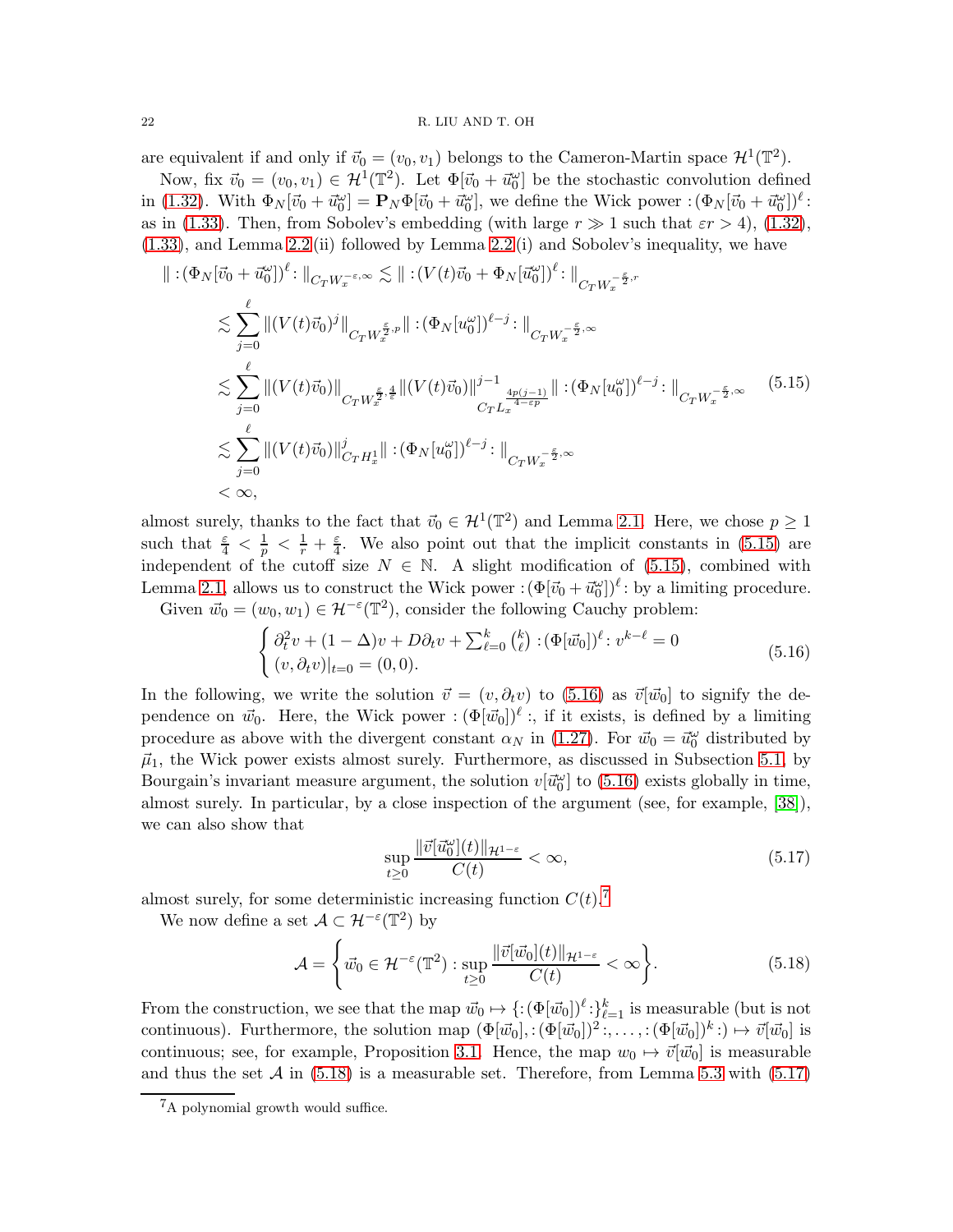are equivalent if and only if $\vec{v}_0 = (v_0, v_1)$ belongs to the Cameron-Martin space $\mathcal{H}^1(\mathbb{T}^2)$.

Now, fix $\vec{v}_0 = (v_0, v_1) \in \mathcal{H}^1(\mathbb{T}^2)$. Let $\Phi[\vec{v}_0 + \vec{u}_0^\omega]$ be the stochastic convolution defined in (1.32). With $\Phi_N[\vec{v}_0 + \vec{u}_0^\omega] = \mathbf{P}_N \Phi[\vec{v}_0 + \vec{u}_0^\omega]$, we define the Wick power $:(\Phi_N[\vec{v}_0 + \vec{u}_0^\omega])^\ell:$ as in (1.33). Then, from Sobolev's embedding (with large $r \gg 1$ such that $\varepsilon r > 4$), (1.32), (1.33), and Lemma 2.2 (ii) followed by Lemma 2.2 (i) and Sobolev's inequality, we have

$$
\begin{aligned}
\| :(\Phi_N[\vec{v}_0 + \vec{u}_0^\omega])^\ell: \|_{C_T W_x^{-\varepsilon,\infty}} &\lesssim \| :(V(t)\vec{v}_0 + \Phi_N[\vec{u}_0^\omega])^\ell: \|_{C_T W_x^{-\frac{\varepsilon}{2},r}} \\
&\lesssim \sum_{j=0}^{\ell} \|(V(t)\vec{v}_0)^j\|_{C_T W_x^{\frac{\varepsilon}{2},p}} \| :(\Phi_N[u_0^\omega])^{\ell-j}: \|_{C_T W_x^{-\frac{\varepsilon}{2},\infty}} \\
&\lesssim \sum_{j=0}^{\ell} \|(V(t)\vec{v}_0)\|_{C_T W_x^{\frac{\varepsilon}{2},\frac{4}{\varepsilon}}} \|(V(t)\vec{v}_0)\|^{j-1}_{C_T L_x^{\frac{4p(j-1)}{4-\varepsilon p}}} \| :(\Phi_N[u_0^\omega])^{\ell-j}: \|_{C_T W_x^{-\frac{\varepsilon}{2},\infty}} \\
&\lesssim \sum_{j=0}^{\ell} \|(V(t)\vec{v}_0)\|^j_{C_T H_x^1} \| :(\Phi_N[u_0^\omega])^{\ell-j}: \|_{C_T W_x^{-\frac{\varepsilon}{2},\infty}} \\
&< \infty,
\end{aligned}
\tag{5.15}
$$

almost surely, thanks to the fact that $\vec{v}_0 \in \mathcal{H}^1(\mathbb{T}^2)$ and Lemma 2.1. Here, we chose $p \geq 1$ such that $\frac{\varepsilon}{4} < \frac{1}{p} < \frac{1}{r} + \frac{\varepsilon}{4}$. We also point out that the implicit constants in (5.15) are independent of the cutoff size $N \in \mathbb{N}$. A slight modification of (5.15), combined with Lemma 2.1, allows us to construct the Wick power $:(\Phi[\vec{v}_0 + \vec{u}_0^\omega])^\ell:$ by a limiting procedure.

Given $\vec{w}_0 = (w_0, w_1) \in \mathcal{H}^{-\varepsilon}(\mathbb{T}^2)$, consider the following Cauchy problem:

$$
\begin{cases}
\partial_t^2 v + (1-\Delta)v + D\partial_t v + \sum_{\ell=0}^{k} \binom{k}{\ell} :(\Phi[\vec{w}_0])^\ell: v^{k-\ell} = 0 \\
(v, \partial_t v)|_{t=0} = (0,0).
\end{cases}
\tag{5.16}
$$

In the following, we write the solution $\vec{v} = (v, \partial_t v)$ to (5.16) as $\vec{v}[\vec{w}_0]$ to signify the dependence on $\vec{w}_0$. Here, the Wick power $:(\Phi[\vec{w}_0])^\ell:$, if it exists, is defined by a limiting procedure as above with the divergent constant $\alpha_N$ in (1.27). For $\vec{w}_0 = \vec{u}_0^\omega$ distributed by $\vec{\mu}_1$, the Wick power exists almost surely. Furthermore, as discussed in Subsection 5.1, by Bourgain's invariant measure argument, the solution $v[\vec{u}_0^\omega]$ to (5.16) exists globally in time, almost surely. In particular, by a close inspection of the argument (see, for example, [38]), we can also show that

$$
\sup_{t \geq 0} \frac{\|\vec{v}[\vec{u}_0^\omega](t)\|_{\mathcal{H}^{1-\varepsilon}}}{C(t)} < \infty,
\tag{5.17}
$$

almost surely, for some deterministic increasing function $C(t)$.[7]

We now define a set $\mathcal{A} \subset \mathcal{H}^{-\varepsilon}(\mathbb{T}^2)$ by

$$
\mathcal{A} = \left\{ \vec{w}_0 \in \mathcal{H}^{-\varepsilon}(\mathbb{T}^2) : \sup_{t \geq 0} \frac{\|\vec{v}[\vec{w}_0](t)\|_{\mathcal{H}^{1-\varepsilon}}}{C(t)} < \infty \right\}.
\tag{5.18}
$$

From the construction, we see that the map $\vec{w}_0 \mapsto \{:(\Phi[\vec{w}_0])^\ell:\}_{\ell=1}^k$ is measurable (but is not continuous). Furthermore, the solution map $(\Phi[\vec{w}_0], :(\Phi[\vec{w}_0])^2:, \dots, :(\Phi[\vec{w}_0])^k:) \mapsto \vec{v}[\vec{w}_0]$ is continuous; see, for example, Proposition 3.1. Hence, the map $w_0 \mapsto \vec{v}[\vec{w}_0]$ is measurable and thus the set $\mathcal{A}$ in (5.18) is a measurable set. Therefore, from Lemma 5.3 with (5.17)

[7] A polynomial growth would suffice.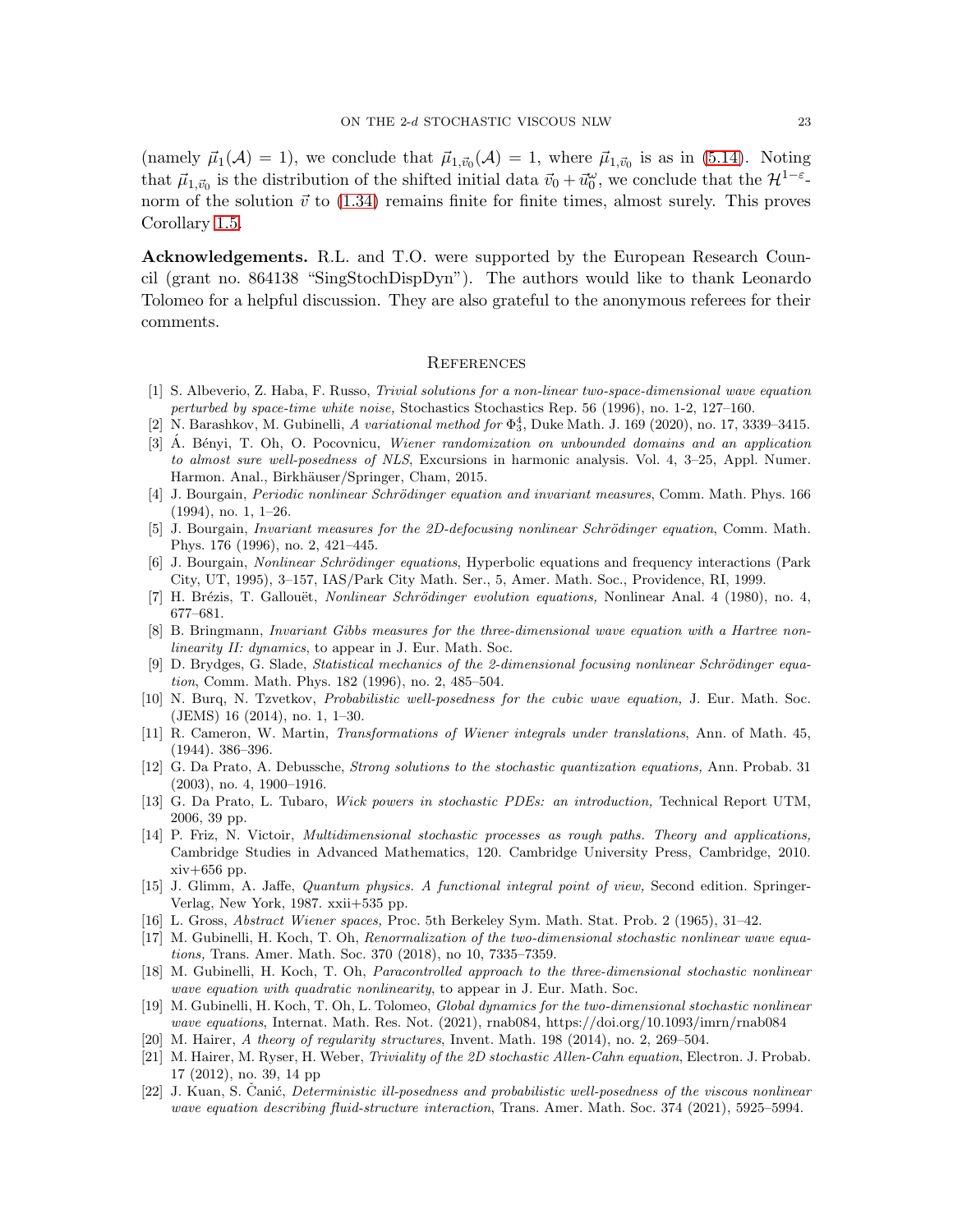(namely $\vec{\mu}_1(\mathcal{A}) = 1$), we conclude that $\vec{\mu}_{1,\vec{v}_0}(\mathcal{A}) = 1$, where $\vec{\mu}_{1,\vec{v}_0}$ is as in (5.14). Noting that $\vec{\mu}_{1,\vec{v}_0}$ is the distribution of the shifted initial data $\vec{v}_0 + \vec{u}_0^\omega$, we conclude that the $\mathcal{H}^{1-\varepsilon}$-norm of the solution $\vec{v}$ to (1.34) remains finite for finite times, almost surely. This proves Corollary 1.5.

**Acknowledgements.** R.L. and T.O. were supported by the European Research Council (grant no. 864138 "SingStochDispDyn"). The authors would like to thank Leonardo Tolomeo for a helpful discussion. They are also grateful to the anonymous referees for their comments.

## References

[1] S. Albeverio, Z. Haba, F. Russo, *Trivial solutions for a non-linear two-space-dimensional wave equation perturbed by space-time white noise,* Stochastics Stochastics Rep. 56 (1996), no. 1-2, 127–160.

[2] N. Barashkov, M. Gubinelli, *A variational method for $\Phi^4_3$*, Duke Math. J. 169 (2020), no. 17, 3339–3415.

[3] Á. Bényi, T. Oh, O. Pocovnicu, *Wiener randomization on unbounded domains and an application to almost sure well-posedness of NLS*, Excursions in harmonic analysis. Vol. 4, 3–25, Appl. Numer. Harmon. Anal., Birkhäuser/Springer, Cham, 2015.

[4] J. Bourgain, *Periodic nonlinear Schrödinger equation and invariant measures*, Comm. Math. Phys. 166 (1994), no. 1, 1–26.

[5] J. Bourgain, *Invariant measures for the 2D-defocusing nonlinear Schrödinger equation*, Comm. Math. Phys. 176 (1996), no. 2, 421–445.

[6] J. Bourgain, *Nonlinear Schrödinger equations*, Hyperbolic equations and frequency interactions (Park City, UT, 1995), 3–157, IAS/Park City Math. Ser., 5, Amer. Math. Soc., Providence, RI, 1999.

[7] H. Brézis, T. Gallouët, *Nonlinear Schrödinger evolution equations,* Nonlinear Anal. 4 (1980), no. 4, 677–681.

[8] B. Bringmann, *Invariant Gibbs measures for the three-dimensional wave equation with a Hartree nonlinearity II: dynamics*, to appear in J. Eur. Math. Soc.

[9] D. Brydges, G. Slade, *Statistical mechanics of the 2-dimensional focusing nonlinear Schrödinger equation*, Comm. Math. Phys. 182 (1996), no. 2, 485–504.

[10] N. Burq, N. Tzvetkov, *Probabilistic well-posedness for the cubic wave equation,* J. Eur. Math. Soc. (JEMS) 16 (2014), no. 1, 1–30.

[11] R. Cameron, W. Martin, *Transformations of Wiener integrals under translations*, Ann. of Math. 45, (1944). 386–396.

[12] G. Da Prato, A. Debussche, *Strong solutions to the stochastic quantization equations,* Ann. Probab. 31 (2003), no. 4, 1900–1916.

[13] G. Da Prato, L. Tubaro, *Wick powers in stochastic PDEs: an introduction,* Technical Report UTM, 2006, 39 pp.

[14] P. Friz, N. Victoir, *Multidimensional stochastic processes as rough paths. Theory and applications,* Cambridge Studies in Advanced Mathematics, 120. Cambridge University Press, Cambridge, 2010. xiv+656 pp.

[15] J. Glimm, A. Jaffe, *Quantum physics. A functional integral point of view,* Second edition. Springer-Verlag, New York, 1987. xxii+535 pp.

[16] L. Gross, *Abstract Wiener spaces,* Proc. 5th Berkeley Sym. Math. Stat. Prob. 2 (1965), 31–42.

[17] M. Gubinelli, H. Koch, T. Oh, *Renormalization of the two-dimensional stochastic nonlinear wave equations,* Trans. Amer. Math. Soc. 370 (2018), no 10, 7335–7359.

[18] M. Gubinelli, H. Koch, T. Oh, *Paracontrolled approach to the three-dimensional stochastic nonlinear wave equation with quadratic nonlinearity*, to appear in J. Eur. Math. Soc.

[19] M. Gubinelli, H. Koch, T. Oh, L. Tolomeo, *Global dynamics for the two-dimensional stochastic nonlinear wave equations*, Internat. Math. Res. Not. (2021), rnab084, https://doi.org/10.1093/imrn/rnab084

[20] M. Hairer, *A theory of regularity structures*, Invent. Math. 198 (2014), no. 2, 269–504.

[21] M. Hairer, M. Ryser, H. Weber, *Triviality of the 2D stochastic Allen-Cahn equation*, Electron. J. Probab. 17 (2012), no. 39, 14 pp

[22] J. Kuan, S. Čanić, *Deterministic ill-posedness and probabilistic well-posedness of the viscous nonlinear wave equation describing fluid-structure interaction*, Trans. Amer. Math. Soc. 374 (2021), 5925–5994.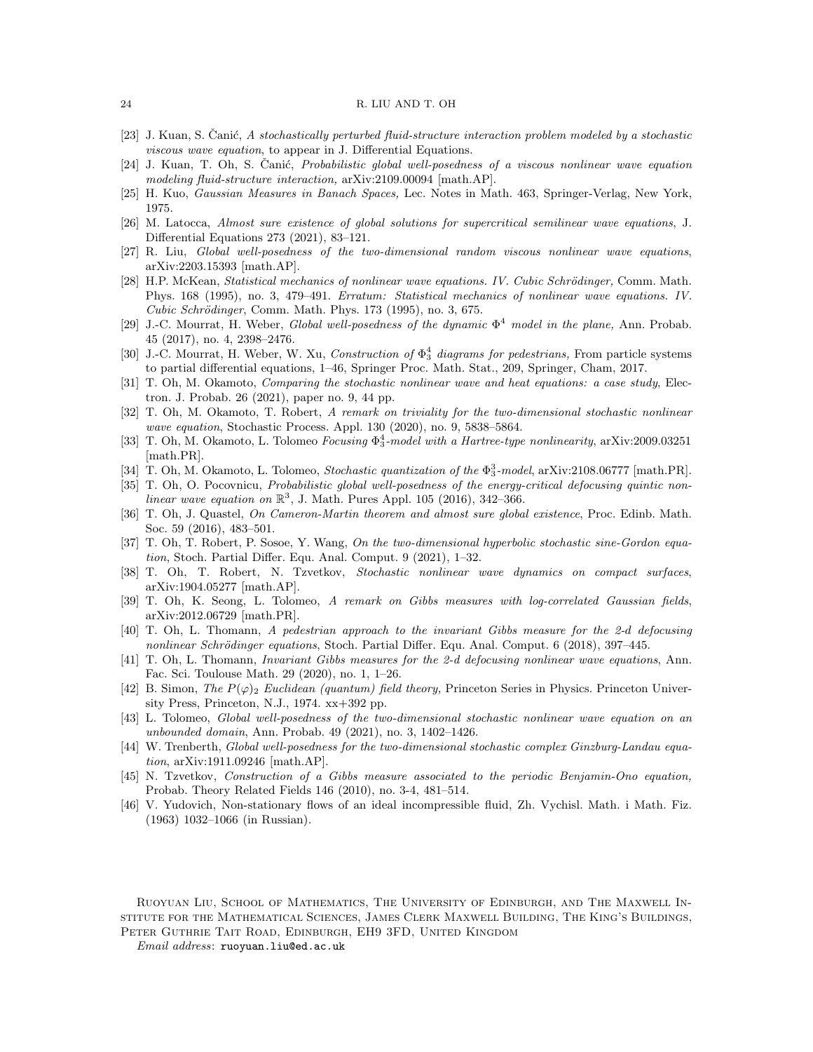[23] J. Kuan, S. Čanić, *A stochastically perturbed fluid-structure interaction problem modeled by a stochastic viscous wave equation*, to appear in J. Differential Equations.

[24] J. Kuan, T. Oh, S. Čanić, *Probabilistic global well-posedness of a viscous nonlinear wave equation modeling fluid-structure interaction,* arXiv:2109.00094 [math.AP].

[25] H. Kuo, *Gaussian Measures in Banach Spaces,* Lec. Notes in Math. 463, Springer-Verlag, New York, 1975.

[26] M. Latocca, *Almost sure existence of global solutions for supercritical semilinear wave equations*, J. Differential Equations 273 (2021), 83–121.

[27] R. Liu, *Global well-posedness of the two-dimensional random viscous nonlinear wave equations*, arXiv:2203.15393 [math.AP].

[28] H.P. McKean, *Statistical mechanics of nonlinear wave equations. IV. Cubic Schrödinger,* Comm. Math. Phys. 168 (1995), no. 3, 479–491. *Erratum: Statistical mechanics of nonlinear wave equations. IV. Cubic Schrödinger*, Comm. Math. Phys. 173 (1995), no. 3, 675.

[29] J.-C. Mourrat, H. Weber, *Global well-posedness of the dynamic $\Phi^4$ model in the plane,* Ann. Probab. 45 (2017), no. 4, 2398–2476.

[30] J.-C. Mourrat, H. Weber, W. Xu, *Construction of $\Phi^4_3$ diagrams for pedestrians,* From particle systems to partial differential equations, 1–46, Springer Proc. Math. Stat., 209, Springer, Cham, 2017.

[31] T. Oh, M. Okamoto, *Comparing the stochastic nonlinear wave and heat equations: a case study*, Electron. J. Probab. 26 (2021), paper no. 9, 44 pp.

[32] T. Oh, M. Okamoto, T. Robert, *A remark on triviality for the two-dimensional stochastic nonlinear wave equation*, Stochastic Process. Appl. 130 (2020), no. 9, 5838–5864.

[33] T. Oh, M. Okamoto, L. Tolomeo *Focusing $\Phi^4_3$-model with a Hartree-type nonlinearity*, arXiv:2009.03251 [math.PR].

[34] T. Oh, M. Okamoto, L. Tolomeo, *Stochastic quantization of the $\Phi^3_3$-model*, arXiv:2108.06777 [math.PR].

[35] T. Oh, O. Pocovnicu, *Probabilistic global well-posedness of the energy-critical defocusing quintic nonlinear wave equation on $\mathbb{R}^3$*, J. Math. Pures Appl. 105 (2016), 342–366.

[36] T. Oh, J. Quastel, *On Cameron-Martin theorem and almost sure global existence*, Proc. Edinb. Math. Soc. 59 (2016), 483–501.

[37] T. Oh, T. Robert, P. Sosoe, Y. Wang, *On the two-dimensional hyperbolic stochastic sine-Gordon equation*, Stoch. Partial Differ. Equ. Anal. Comput. 9 (2021), 1–32.

[38] T. Oh, T. Robert, N. Tzvetkov, *Stochastic nonlinear wave dynamics on compact surfaces*, arXiv:1904.05277 [math.AP].

[39] T. Oh, K. Seong, L. Tolomeo, *A remark on Gibbs measures with log-correlated Gaussian fields*, arXiv:2012.06729 [math.PR].

[40] T. Oh, L. Thomann, *A pedestrian approach to the invariant Gibbs measure for the 2-d defocusing nonlinear Schrödinger equations*, Stoch. Partial Differ. Equ. Anal. Comput. 6 (2018), 397–445.

[41] T. Oh, L. Thomann, *Invariant Gibbs measures for the 2-d defocusing nonlinear wave equations*, Ann. Fac. Sci. Toulouse Math. 29 (2020), no. 1, 1–26.

[42] B. Simon, *The $P(\varphi)_2$ Euclidean (quantum) field theory,* Princeton Series in Physics. Princeton University Press, Princeton, N.J., 1974. xx+392 pp.

[43] L. Tolomeo, *Global well-posedness of the two-dimensional stochastic nonlinear wave equation on an unbounded domain*, Ann. Probab. 49 (2021), no. 3, 1402–1426.

[44] W. Trenberth, *Global well-posedness for the two-dimensional stochastic complex Ginzburg-Landau equation*, arXiv:1911.09246 [math.AP].

[45] N. Tzvetkov, *Construction of a Gibbs measure associated to the periodic Benjamin-Ono equation,* Probab. Theory Related Fields 146 (2010), no. 3-4, 481–514.

[46] V. Yudovich, Non-stationary flows of an ideal incompressible fluid, Zh. Vychisl. Math. i Math. Fiz. (1963) 1032–1066 (in Russian).

Ruoyuan Liu, School of Mathematics, The University of Edinburgh, and The Maxwell Institute for the Mathematical Sciences, James Clerk Maxwell Building, The King's Buildings, Peter Guthrie Tait Road, Edinburgh, EH9 3FD, United Kingdom

*Email address*: ruoyuan.liu@ed.ac.uk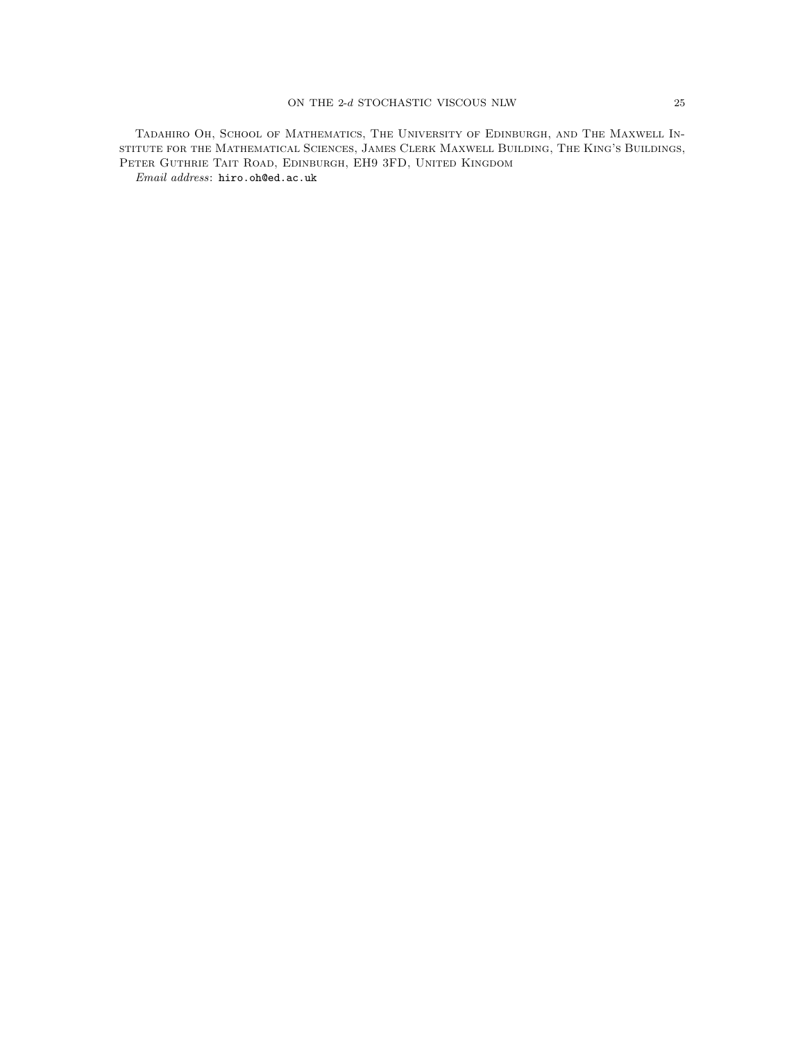Tadahiro Oh, School of Mathematics, The University of Edinburgh, and The Maxwell Institute for the Mathematical Sciences, James Clerk Maxwell Building, The King's Buildings, Peter Guthrie Tait Road, Edinburgh, EH9 3FD, United Kingdom

*Email address*: hiro.oh@ed.ac.uk